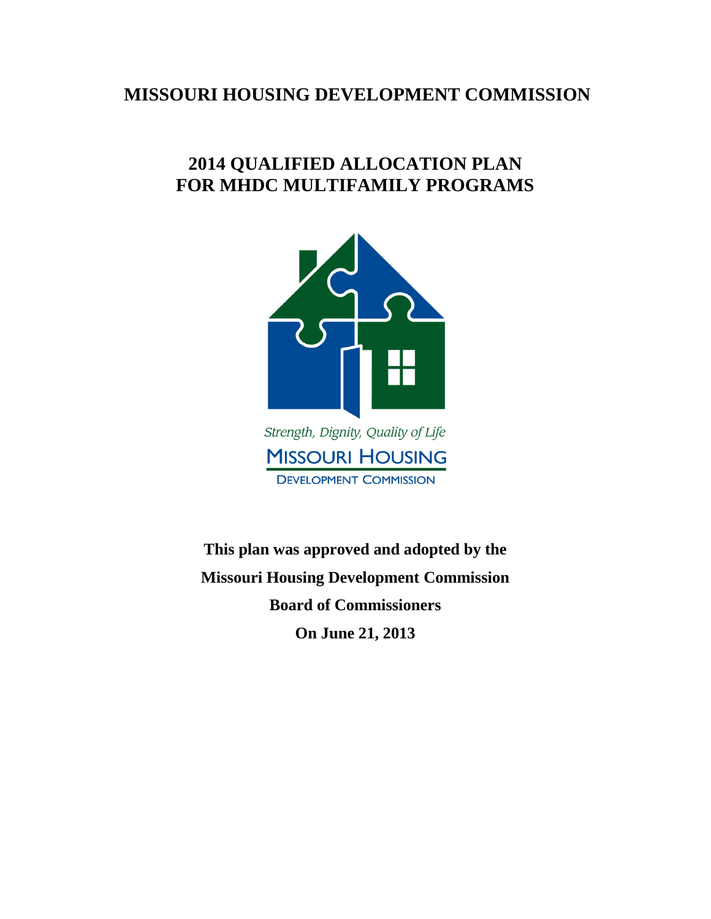# MISSOURI HOUSING DEVELOPMENT COMMISSION

## 2014 QUALIFIED ALLOCATION PLAN FOR MHDC MULTIFAMILY PROGRAMS

*Strength, Dignity, Quality of Life*

MISSOURI HOUSING DEVELOPMENT COMMISSION

**This plan was approved and adopted by the**

**Missouri Housing Development Commission**

**Board of Commissioners**

**On June 21, 2013**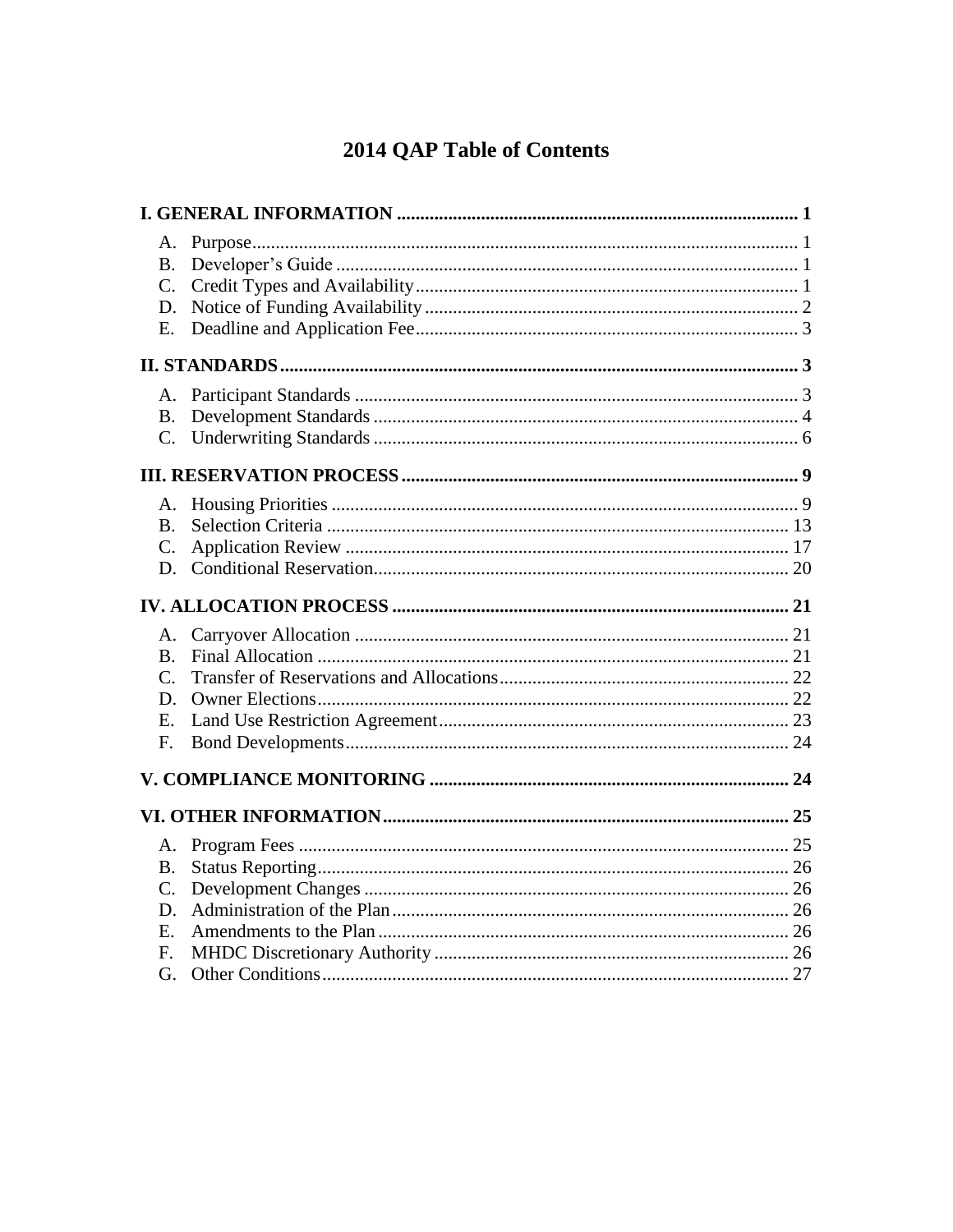# 2014 QAP Table of Contents

**I. GENERAL INFORMATION** .... 1

- A. Purpose .... 1
- B. Developer's Guide .... 1
- C. Credit Types and Availability .... 1
- D. Notice of Funding Availability .... 2
- E. Deadline and Application Fee .... 3

**II. STANDARDS** .... 3

- A. Participant Standards .... 3
- B. Development Standards .... 4
- C. Underwriting Standards .... 6

**III. RESERVATION PROCESS** .... 9

- A. Housing Priorities .... 9
- B. Selection Criteria .... 13
- C. Application Review .... 17
- D. Conditional Reservation .... 20

**IV. ALLOCATION PROCESS** .... 21

- A. Carryover Allocation .... 21
- B. Final Allocation .... 21
- C. Transfer of Reservations and Allocations .... 22
- D. Owner Elections .... 22
- E. Land Use Restriction Agreement .... 23
- F. Bond Developments .... 24

**V. COMPLIANCE MONITORING** .... 24

**VI. OTHER INFORMATION** .... 25

- A. Program Fees .... 25
- B. Status Reporting .... 26
- C. Development Changes .... 26
- D. Administration of the Plan .... 26
- E. Amendments to the Plan .... 26
- F. MHDC Discretionary Authority .... 26
- G. Other Conditions .... 27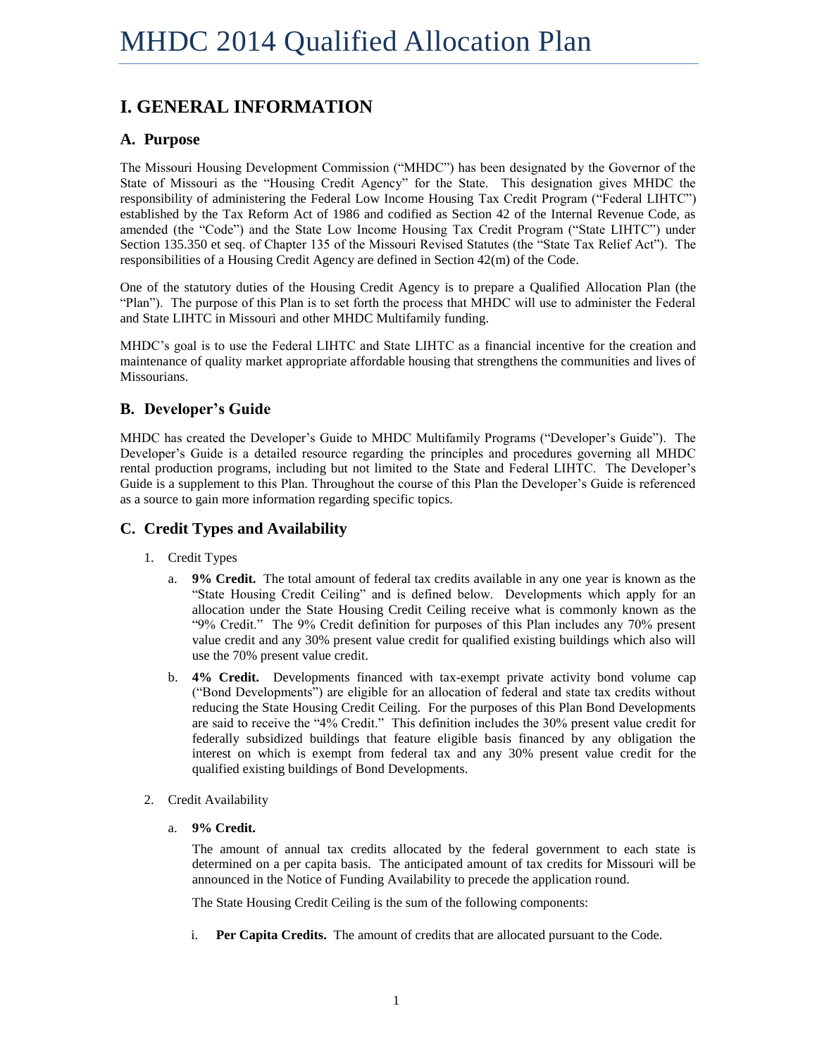# I. GENERAL INFORMATION

## A. Purpose

The Missouri Housing Development Commission ("MHDC") has been designated by the Governor of the State of Missouri as the "Housing Credit Agency" for the State. This designation gives MHDC the responsibility of administering the Federal Low Income Housing Tax Credit Program ("Federal LIHTC") established by the Tax Reform Act of 1986 and codified as Section 42 of the Internal Revenue Code, as amended (the "Code") and the State Low Income Housing Tax Credit Program ("State LIHTC") under Section 135.350 et seq. of Chapter 135 of the Missouri Revised Statutes (the "State Tax Relief Act"). The responsibilities of a Housing Credit Agency are defined in Section 42(m) of the Code.

One of the statutory duties of the Housing Credit Agency is to prepare a Qualified Allocation Plan (the "Plan"). The purpose of this Plan is to set forth the process that MHDC will use to administer the Federal and State LIHTC in Missouri and other MHDC Multifamily funding.

MHDC's goal is to use the Federal LIHTC and State LIHTC as a financial incentive for the creation and maintenance of quality market appropriate affordable housing that strengthens the communities and lives of Missourians.

## B. Developer's Guide

MHDC has created the Developer's Guide to MHDC Multifamily Programs ("Developer's Guide"). The Developer's Guide is a detailed resource regarding the principles and procedures governing all MHDC rental production programs, including but not limited to the State and Federal LIHTC. The Developer's Guide is a supplement to this Plan. Throughout the course of this Plan the Developer's Guide is referenced as a source to gain more information regarding specific topics.

## C. Credit Types and Availability

1. Credit Types

   a. **9% Credit.** The total amount of federal tax credits available in any one year is known as the "State Housing Credit Ceiling" and is defined below. Developments which apply for an allocation under the State Housing Credit Ceiling receive what is commonly known as the "9% Credit." The 9% Credit definition for purposes of this Plan includes any 70% present value credit and any 30% present value credit for qualified existing buildings which also will use the 70% present value credit.

   b. **4% Credit.** Developments financed with tax-exempt private activity bond volume cap ("Bond Developments") are eligible for an allocation of federal and state tax credits without reducing the State Housing Credit Ceiling. For the purposes of this Plan Bond Developments are said to receive the "4% Credit." This definition includes the 30% present value credit for federally subsidized buildings that feature eligible basis financed by any obligation the interest on which is exempt from federal tax and any 30% present value credit for the qualified existing buildings of Bond Developments.

2. Credit Availability

   a. **9% Credit.**

      The amount of annual tax credits allocated by the federal government to each state is determined on a per capita basis. The anticipated amount of tax credits for Missouri will be announced in the Notice of Funding Availability to precede the application round.

      The State Housing Credit Ceiling is the sum of the following components:

      i. **Per Capita Credits.** The amount of credits that are allocated pursuant to the Code.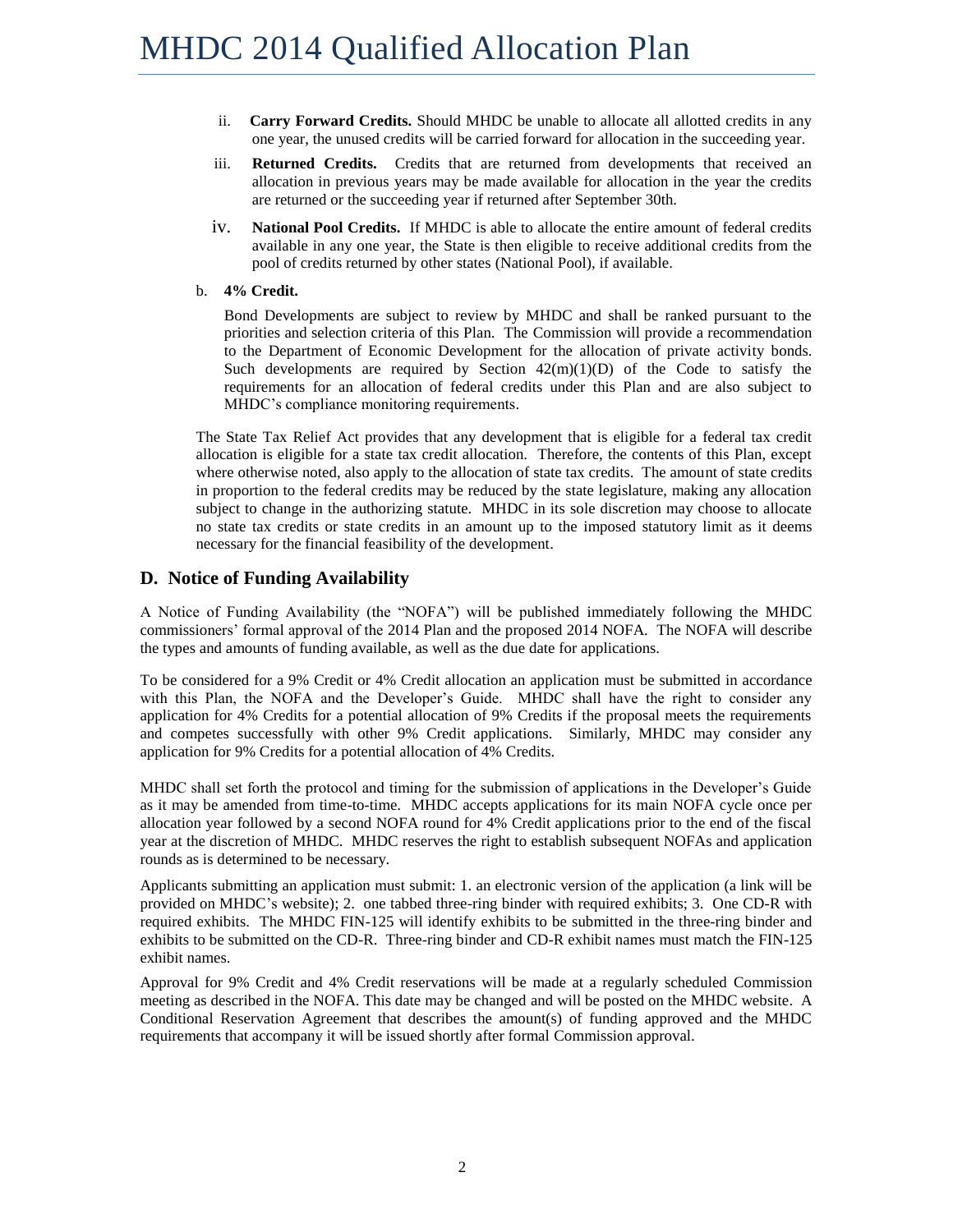ii. **Carry Forward Credits.** Should MHDC be unable to allocate all allotted credits in any one year, the unused credits will be carried forward for allocation in the succeeding year.

iii. **Returned Credits.** Credits that are returned from developments that received an allocation in previous years may be made available for allocation in the year the credits are returned or the succeeding year if returned after September 30th.

iv. **National Pool Credits.** If MHDC is able to allocate the entire amount of federal credits available in any one year, the State is then eligible to receive additional credits from the pool of credits returned by other states (National Pool), if available.

b. **4% Credit.**

Bond Developments are subject to review by MHDC and shall be ranked pursuant to the priorities and selection criteria of this Plan. The Commission will provide a recommendation to the Department of Economic Development for the allocation of private activity bonds. Such developments are required by Section 42(m)(1)(D) of the Code to satisfy the requirements for an allocation of federal credits under this Plan and are also subject to MHDC's compliance monitoring requirements.

The State Tax Relief Act provides that any development that is eligible for a federal tax credit allocation is eligible for a state tax credit allocation. Therefore, the contents of this Plan, except where otherwise noted, also apply to the allocation of state tax credits. The amount of state credits in proportion to the federal credits may be reduced by the state legislature, making any allocation subject to change in the authorizing statute. MHDC in its sole discretion may choose to allocate no state tax credits or state credits in an amount up to the imposed statutory limit as it deems necessary for the financial feasibility of the development.

## D. Notice of Funding Availability

A Notice of Funding Availability (the "NOFA") will be published immediately following the MHDC commissioners' formal approval of the 2014 Plan and the proposed 2014 NOFA. The NOFA will describe the types and amounts of funding available, as well as the due date for applications.

To be considered for a 9% Credit or 4% Credit allocation an application must be submitted in accordance with this Plan, the NOFA and the Developer's Guide. MHDC shall have the right to consider any application for 4% Credits for a potential allocation of 9% Credits if the proposal meets the requirements and competes successfully with other 9% Credit applications. Similarly, MHDC may consider any application for 9% Credits for a potential allocation of 4% Credits.

MHDC shall set forth the protocol and timing for the submission of applications in the Developer's Guide as it may be amended from time-to-time. MHDC accepts applications for its main NOFA cycle once per allocation year followed by a second NOFA round for 4% Credit applications prior to the end of the fiscal year at the discretion of MHDC. MHDC reserves the right to establish subsequent NOFAs and application rounds as is determined to be necessary.

Applicants submitting an application must submit: 1. an electronic version of the application (a link will be provided on MHDC's website); 2. one tabbed three-ring binder with required exhibits; 3. One CD-R with required exhibits. The MHDC FIN-125 will identify exhibits to be submitted in the three-ring binder and exhibits to be submitted on the CD-R. Three-ring binder and CD-R exhibit names must match the FIN-125 exhibit names.

Approval for 9% Credit and 4% Credit reservations will be made at a regularly scheduled Commission meeting as described in the NOFA. This date may be changed and will be posted on the MHDC website. A Conditional Reservation Agreement that describes the amount(s) of funding approved and the MHDC requirements that accompany it will be issued shortly after formal Commission approval.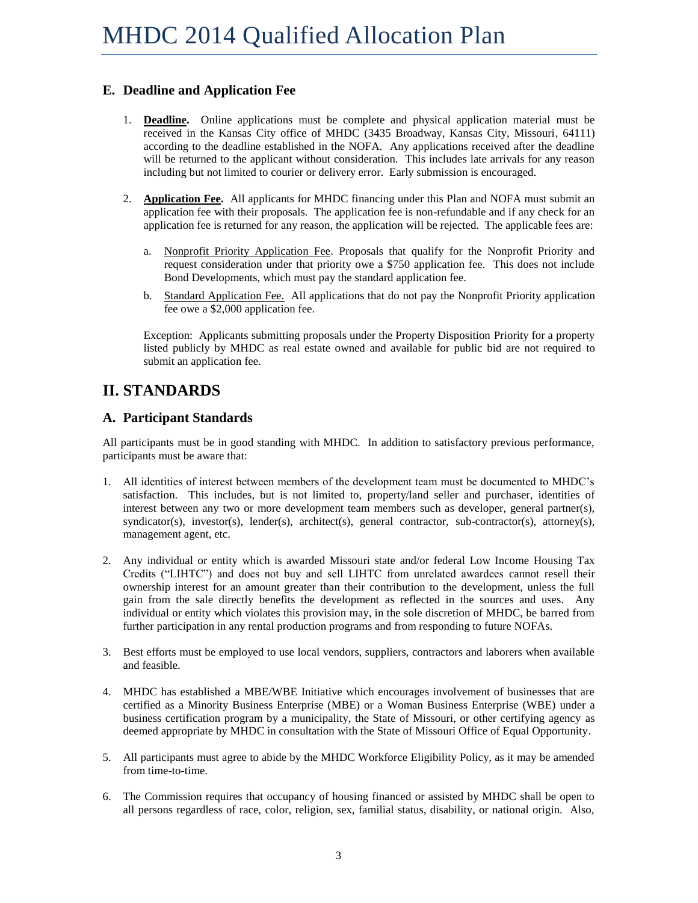## E. Deadline and Application Fee

1. **Deadline.** Online applications must be complete and physical application material must be received in the Kansas City office of MHDC (3435 Broadway, Kansas City, Missouri, 64111) according to the deadline established in the NOFA. Any applications received after the deadline will be returned to the applicant without consideration. This includes late arrivals for any reason including but not limited to courier or delivery error. Early submission is encouraged.

2. **Application Fee.** All applicants for MHDC financing under this Plan and NOFA must submit an application fee with their proposals. The application fee is non-refundable and if any check for an application fee is returned for any reason, the application will be rejected. The applicable fees are:

   a. Nonprofit Priority Application Fee. Proposals that qualify for the Nonprofit Priority and request consideration under that priority owe a $750 application fee. This does not include Bond Developments, which must pay the standard application fee.

   b. Standard Application Fee. All applications that do not pay the Nonprofit Priority application fee owe a $2,000 application fee.

   Exception: Applicants submitting proposals under the Property Disposition Priority for a property listed publicly by MHDC as real estate owned and available for public bid are not required to submit an application fee.

# II. STANDARDS

## A. Participant Standards

All participants must be in good standing with MHDC. In addition to satisfactory previous performance, participants must be aware that:

1. All identities of interest between members of the development team must be documented to MHDC's satisfaction. This includes, but is not limited to, property/land seller and purchaser, identities of interest between any two or more development team members such as developer, general partner(s), syndicator(s), investor(s), lender(s), architect(s), general contractor, sub-contractor(s), attorney(s), management agent, etc.

2. Any individual or entity which is awarded Missouri state and/or federal Low Income Housing Tax Credits ("LIHTC") and does not buy and sell LIHTC from unrelated awardees cannot resell their ownership interest for an amount greater than their contribution to the development, unless the full gain from the sale directly benefits the development as reflected in the sources and uses. Any individual or entity which violates this provision may, in the sole discretion of MHDC, be barred from further participation in any rental production programs and from responding to future NOFAs.

3. Best efforts must be employed to use local vendors, suppliers, contractors and laborers when available and feasible.

4. MHDC has established a MBE/WBE Initiative which encourages involvement of businesses that are certified as a Minority Business Enterprise (MBE) or a Woman Business Enterprise (WBE) under a business certification program by a municipality, the State of Missouri, or other certifying agency as deemed appropriate by MHDC in consultation with the State of Missouri Office of Equal Opportunity.

5. All participants must agree to abide by the MHDC Workforce Eligibility Policy, as it may be amended from time-to-time.

6. The Commission requires that occupancy of housing financed or assisted by MHDC shall be open to all persons regardless of race, color, religion, sex, familial status, disability, or national origin. Also,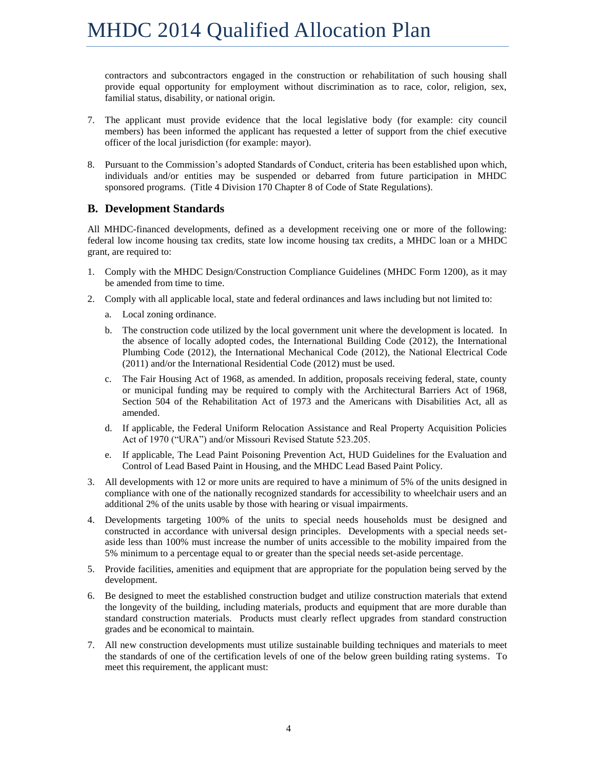contractors and subcontractors engaged in the construction or rehabilitation of such housing shall provide equal opportunity for employment without discrimination as to race, color, religion, sex, familial status, disability, or national origin.

7. The applicant must provide evidence that the local legislative body (for example: city council members) has been informed the applicant has requested a letter of support from the chief executive officer of the local jurisdiction (for example: mayor).

8. Pursuant to the Commission's adopted Standards of Conduct, criteria has been established upon which, individuals and/or entities may be suspended or debarred from future participation in MHDC sponsored programs. (Title 4 Division 170 Chapter 8 of Code of State Regulations).

## B. Development Standards

All MHDC-financed developments, defined as a development receiving one or more of the following: federal low income housing tax credits, state low income housing tax credits, a MHDC loan or a MHDC grant, are required to:

1. Comply with the MHDC Design/Construction Compliance Guidelines (MHDC Form 1200), as it may be amended from time to time.
2. Comply with all applicable local, state and federal ordinances and laws including but not limited to:
   a. Local zoning ordinance.
   b. The construction code utilized by the local government unit where the development is located. In the absence of locally adopted codes, the International Building Code (2012), the International Plumbing Code (2012), the International Mechanical Code (2012), the National Electrical Code (2011) and/or the International Residential Code (2012) must be used.
   c. The Fair Housing Act of 1968, as amended. In addition, proposals receiving federal, state, county or municipal funding may be required to comply with the Architectural Barriers Act of 1968, Section 504 of the Rehabilitation Act of 1973 and the Americans with Disabilities Act, all as amended.
   d. If applicable, the Federal Uniform Relocation Assistance and Real Property Acquisition Policies Act of 1970 ("URA") and/or Missouri Revised Statute 523.205.
   e. If applicable, The Lead Paint Poisoning Prevention Act, HUD Guidelines for the Evaluation and Control of Lead Based Paint in Housing, and the MHDC Lead Based Paint Policy.
3. All developments with 12 or more units are required to have a minimum of 5% of the units designed in compliance with one of the nationally recognized standards for accessibility to wheelchair users and an additional 2% of the units usable by those with hearing or visual impairments.
4. Developments targeting 100% of the units to special needs households must be designed and constructed in accordance with universal design principles. Developments with a special needs set-aside less than 100% must increase the number of units accessible to the mobility impaired from the 5% minimum to a percentage equal to or greater than the special needs set-aside percentage.
5. Provide facilities, amenities and equipment that are appropriate for the population being served by the development.
6. Be designed to meet the established construction budget and utilize construction materials that extend the longevity of the building, including materials, products and equipment that are more durable than standard construction materials. Products must clearly reflect upgrades from standard construction grades and be economical to maintain.
7. All new construction developments must utilize sustainable building techniques and materials to meet the standards of one of the certification levels of one of the below green building rating systems. To meet this requirement, the applicant must: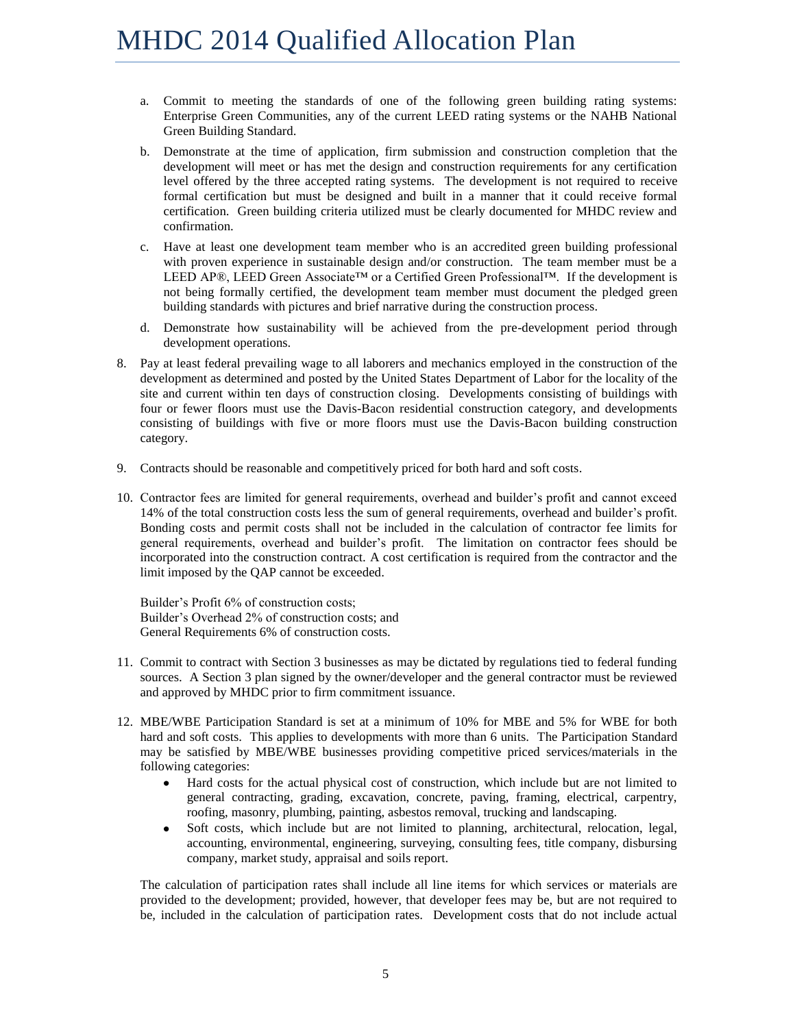a. Commit to meeting the standards of one of the following green building rating systems: Enterprise Green Communities, any of the current LEED rating systems or the NAHB National Green Building Standard.

b. Demonstrate at the time of application, firm submission and construction completion that the development will meet or has met the design and construction requirements for any certification level offered by the three accepted rating systems. The development is not required to receive formal certification but must be designed and built in a manner that it could receive formal certification. Green building criteria utilized must be clearly documented for MHDC review and confirmation.

c. Have at least one development team member who is an accredited green building professional with proven experience in sustainable design and/or construction. The team member must be a LEED AP®, LEED Green Associate™ or a Certified Green Professional™. If the development is not being formally certified, the development team member must document the pledged green building standards with pictures and brief narrative during the construction process.

d. Demonstrate how sustainability will be achieved from the pre-development period through development operations.

8. Pay at least federal prevailing wage to all laborers and mechanics employed in the construction of the development as determined and posted by the United States Department of Labor for the locality of the site and current within ten days of construction closing. Developments consisting of buildings with four or fewer floors must use the Davis-Bacon residential construction category, and developments consisting of buildings with five or more floors must use the Davis-Bacon building construction category.

9. Contracts should be reasonable and competitively priced for both hard and soft costs.

10. Contractor fees are limited for general requirements, overhead and builder's profit and cannot exceed 14% of the total construction costs less the sum of general requirements, overhead and builder's profit. Bonding costs and permit costs shall not be included in the calculation of contractor fee limits for general requirements, overhead and builder's profit. The limitation on contractor fees should be incorporated into the construction contract. A cost certification is required from the contractor and the limit imposed by the QAP cannot be exceeded.

    Builder's Profit 6% of construction costs;
    Builder's Overhead 2% of construction costs; and
    General Requirements 6% of construction costs.

11. Commit to contract with Section 3 businesses as may be dictated by regulations tied to federal funding sources. A Section 3 plan signed by the owner/developer and the general contractor must be reviewed and approved by MHDC prior to firm commitment issuance.

12. MBE/WBE Participation Standard is set at a minimum of 10% for MBE and 5% for WBE for both hard and soft costs. This applies to developments with more than 6 units. The Participation Standard may be satisfied by MBE/WBE businesses providing competitive priced services/materials in the following categories:
    - Hard costs for the actual physical cost of construction, which include but are not limited to general contracting, grading, excavation, concrete, paving, framing, electrical, carpentry, roofing, masonry, plumbing, painting, asbestos removal, trucking and landscaping.
    - Soft costs, which include but are not limited to planning, architectural, relocation, legal, accounting, environmental, engineering, surveying, consulting fees, title company, disbursing company, market study, appraisal and soils report.

    The calculation of participation rates shall include all line items for which services or materials are provided to the development; provided, however, that developer fees may be, but are not required to be, included in the calculation of participation rates. Development costs that do not include actual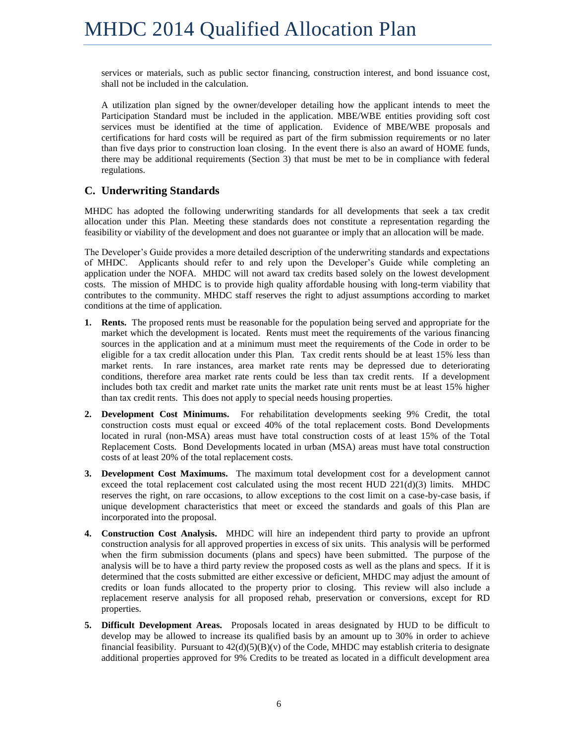services or materials, such as public sector financing, construction interest, and bond issuance cost, shall not be included in the calculation.

A utilization plan signed by the owner/developer detailing how the applicant intends to meet the Participation Standard must be included in the application. MBE/WBE entities providing soft cost services must be identified at the time of application. Evidence of MBE/WBE proposals and certifications for hard costs will be required as part of the firm submission requirements or no later than five days prior to construction loan closing. In the event there is also an award of HOME funds, there may be additional requirements (Section 3) that must be met to be in compliance with federal regulations.

## C. Underwriting Standards

MHDC has adopted the following underwriting standards for all developments that seek a tax credit allocation under this Plan. Meeting these standards does not constitute a representation regarding the feasibility or viability of the development and does not guarantee or imply that an allocation will be made.

The Developer's Guide provides a more detailed description of the underwriting standards and expectations of MHDC. Applicants should refer to and rely upon the Developer's Guide while completing an application under the NOFA. MHDC will not award tax credits based solely on the lowest development costs. The mission of MHDC is to provide high quality affordable housing with long-term viability that contributes to the community. MHDC staff reserves the right to adjust assumptions according to market conditions at the time of application.

1. **Rents.** The proposed rents must be reasonable for the population being served and appropriate for the market which the development is located. Rents must meet the requirements of the various financing sources in the application and at a minimum must meet the requirements of the Code in order to be eligible for a tax credit allocation under this Plan. Tax credit rents should be at least 15% less than market rents. In rare instances, area market rate rents may be depressed due to deteriorating conditions, therefore area market rate rents could be less than tax credit rents. If a development includes both tax credit and market rate units the market rate unit rents must be at least 15% higher than tax credit rents. This does not apply to special needs housing properties.
2. **Development Cost Minimums.** For rehabilitation developments seeking 9% Credit, the total construction costs must equal or exceed 40% of the total replacement costs. Bond Developments located in rural (non-MSA) areas must have total construction costs of at least 15% of the Total Replacement Costs. Bond Developments located in urban (MSA) areas must have total construction costs of at least 20% of the total replacement costs.
3. **Development Cost Maximums.** The maximum total development cost for a development cannot exceed the total replacement cost calculated using the most recent HUD 221(d)(3) limits. MHDC reserves the right, on rare occasions, to allow exceptions to the cost limit on a case-by-case basis, if unique development characteristics that meet or exceed the standards and goals of this Plan are incorporated into the proposal.
4. **Construction Cost Analysis.** MHDC will hire an independent third party to provide an upfront construction analysis for all approved properties in excess of six units. This analysis will be performed when the firm submission documents (plans and specs) have been submitted. The purpose of the analysis will be to have a third party review the proposed costs as well as the plans and specs. If it is determined that the costs submitted are either excessive or deficient, MHDC may adjust the amount of credits or loan funds allocated to the property prior to closing. This review will also include a replacement reserve analysis for all proposed rehab, preservation or conversions, except for RD properties.
5. **Difficult Development Areas.** Proposals located in areas designated by HUD to be difficult to develop may be allowed to increase its qualified basis by an amount up to 30% in order to achieve financial feasibility. Pursuant to 42(d)(5)(B)(v) of the Code, MHDC may establish criteria to designate additional properties approved for 9% Credits to be treated as located in a difficult development area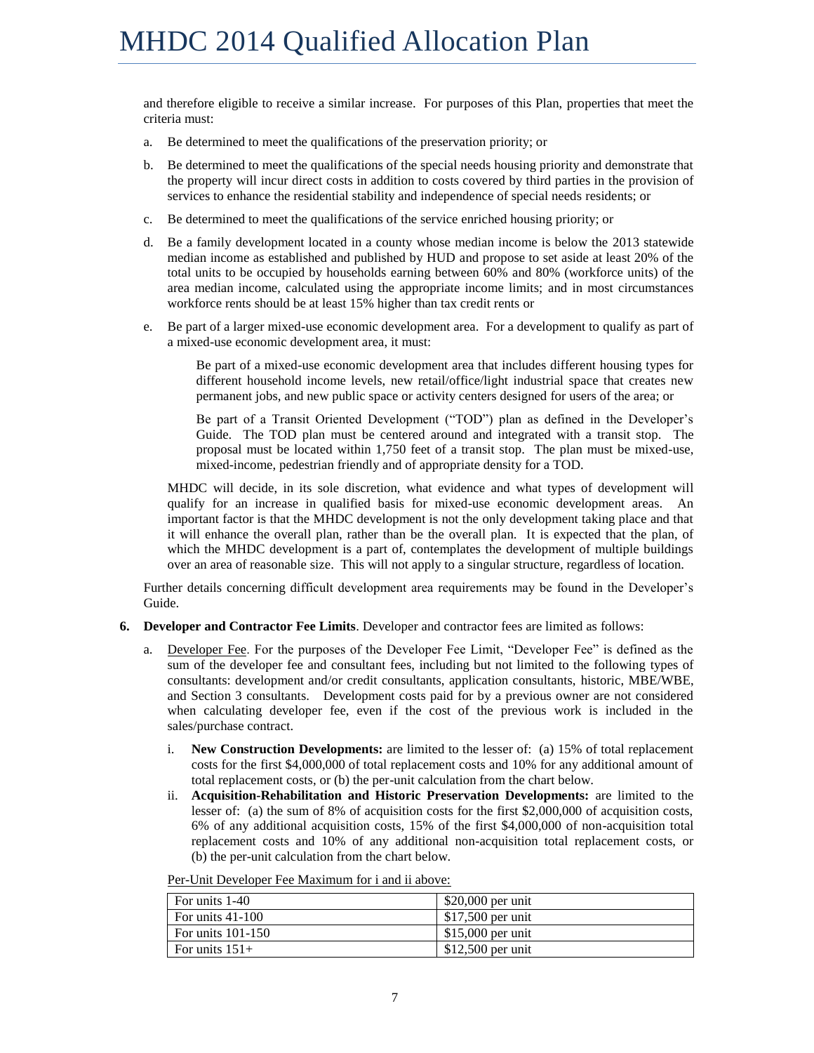and therefore eligible to receive a similar increase. For purposes of this Plan, properties that meet the criteria must:

a. Be determined to meet the qualifications of the preservation priority; or

b. Be determined to meet the qualifications of the special needs housing priority and demonstrate that the property will incur direct costs in addition to costs covered by third parties in the provision of services to enhance the residential stability and independence of special needs residents; or

c. Be determined to meet the qualifications of the service enriched housing priority; or

d. Be a family development located in a county whose median income is below the 2013 statewide median income as established and published by HUD and propose to set aside at least 20% of the total units to be occupied by households earning between 60% and 80% (workforce units) of the area median income, calculated using the appropriate income limits; and in most circumstances workforce rents should be at least 15% higher than tax credit rents or

e. Be part of a larger mixed-use economic development area. For a development to qualify as part of a mixed-use economic development area, it must:

   Be part of a mixed-use economic development area that includes different housing types for different household income levels, new retail/office/light industrial space that creates new permanent jobs, and new public space or activity centers designed for users of the area; or

   Be part of a Transit Oriented Development ("TOD") plan as defined in the Developer's Guide. The TOD plan must be centered around and integrated with a transit stop. The proposal must be located within 1,750 feet of a transit stop. The plan must be mixed-use, mixed-income, pedestrian friendly and of appropriate density for a TOD.

   MHDC will decide, in its sole discretion, what evidence and what types of development will qualify for an increase in qualified basis for mixed-use economic development areas. An important factor is that the MHDC development is not the only development taking place and that it will enhance the overall plan, rather than be the overall plan. It is expected that the plan, of which the MHDC development is a part of, contemplates the development of multiple buildings over an area of reasonable size. This will not apply to a singular structure, regardless of location.

Further details concerning difficult development area requirements may be found in the Developer's Guide.

**6. Developer and Contractor Fee Limits**. Developer and contractor fees are limited as follows:

a. Developer Fee. For the purposes of the Developer Fee Limit, "Developer Fee" is defined as the sum of the developer fee and consultant fees, including but not limited to the following types of consultants: development and/or credit consultants, application consultants, historic, MBE/WBE, and Section 3 consultants. Development costs paid for by a previous owner are not considered when calculating developer fee, even if the cost of the previous work is included in the sales/purchase contract.

   i. **New Construction Developments:** are limited to the lesser of: (a) 15% of total replacement costs for the first $4,000,000 of total replacement costs and 10% for any additional amount of total replacement costs, or (b) the per-unit calculation from the chart below.

   ii. **Acquisition-Rehabilitation and Historic Preservation Developments:** are limited to the lesser of: (a) the sum of 8% of acquisition costs for the first $2,000,000 of acquisition costs, 6% of any additional acquisition costs, 15% of the first $4,000,000 of non-acquisition total replacement costs and 10% of any additional non-acquisition total replacement costs, or (b) the per-unit calculation from the chart below.

   Per-Unit Developer Fee Maximum for i and ii above:

| For units 1-40 | $20,000 per unit |
|---|---|
| For units 41-100 | $17,500 per unit |
| For units 101-150 | $15,000 per unit |
| For units 151+ | $12,500 per unit |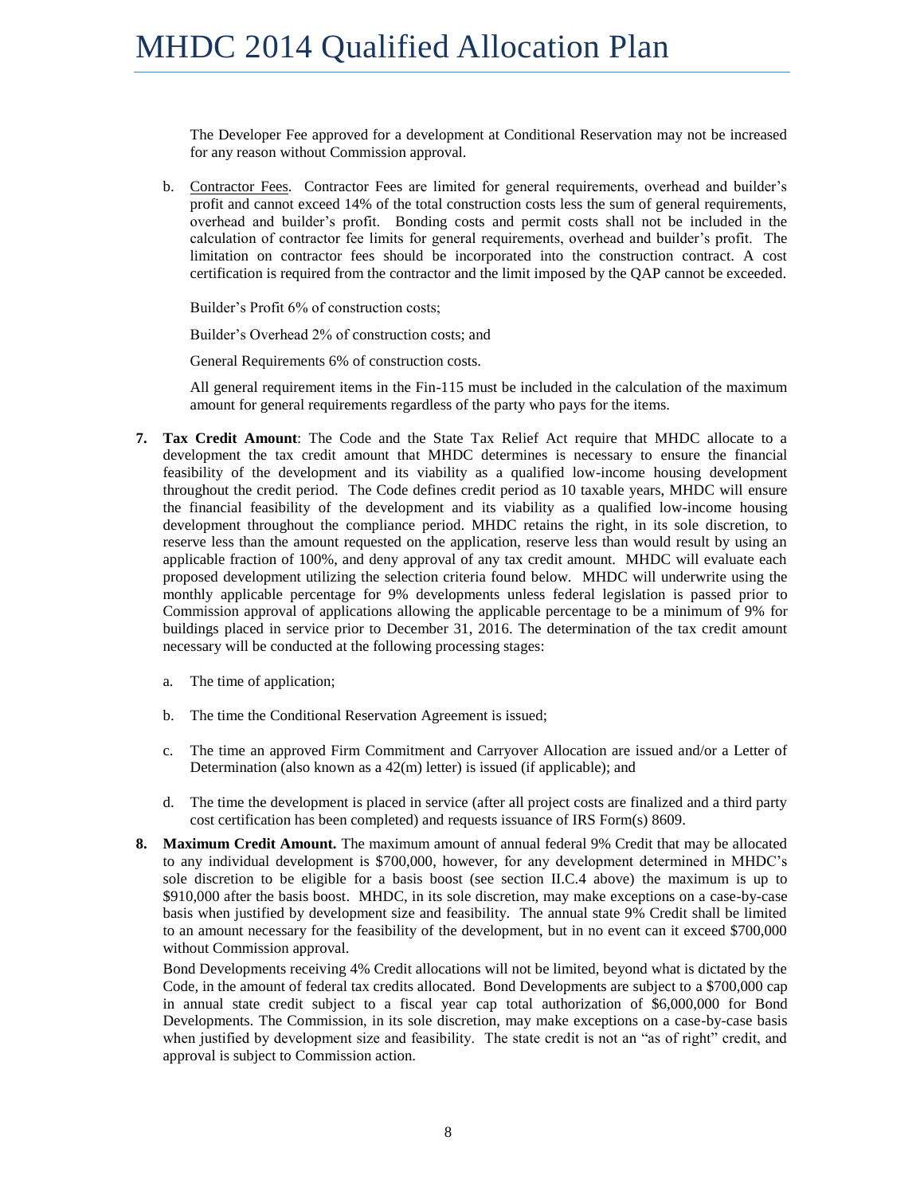The Developer Fee approved for a development at Conditional Reservation may not be increased for any reason without Commission approval.

b. Contractor Fees. Contractor Fees are limited for general requirements, overhead and builder's profit and cannot exceed 14% of the total construction costs less the sum of general requirements, overhead and builder's profit. Bonding costs and permit costs shall not be included in the calculation of contractor fee limits for general requirements, overhead and builder's profit. The limitation on contractor fees should be incorporated into the construction contract. A cost certification is required from the contractor and the limit imposed by the QAP cannot be exceeded.

Builder's Profit 6% of construction costs;

Builder's Overhead 2% of construction costs; and

General Requirements 6% of construction costs.

All general requirement items in the Fin-115 must be included in the calculation of the maximum amount for general requirements regardless of the party who pays for the items.

**7. Tax Credit Amount**: The Code and the State Tax Relief Act require that MHDC allocate to a development the tax credit amount that MHDC determines is necessary to ensure the financial feasibility of the development and its viability as a qualified low-income housing development throughout the credit period. The Code defines credit period as 10 taxable years, MHDC will ensure the financial feasibility of the development and its viability as a qualified low-income housing development throughout the compliance period. MHDC retains the right, in its sole discretion, to reserve less than the amount requested on the application, reserve less than would result by using an applicable fraction of 100%, and deny approval of any tax credit amount. MHDC will evaluate each proposed development utilizing the selection criteria found below. MHDC will underwrite using the monthly applicable percentage for 9% developments unless federal legislation is passed prior to Commission approval of applications allowing the applicable percentage to be a minimum of 9% for buildings placed in service prior to December 31, 2016. The determination of the tax credit amount necessary will be conducted at the following processing stages:

a. The time of application;

b. The time the Conditional Reservation Agreement is issued;

c. The time an approved Firm Commitment and Carryover Allocation are issued and/or a Letter of Determination (also known as a 42(m) letter) is issued (if applicable); and

d. The time the development is placed in service (after all project costs are finalized and a third party cost certification has been completed) and requests issuance of IRS Form(s) 8609.

**8. Maximum Credit Amount.** The maximum amount of annual federal 9% Credit that may be allocated to any individual development is $700,000, however, for any development determined in MHDC's sole discretion to be eligible for a basis boost (see section II.C.4 above) the maximum is up to $910,000 after the basis boost. MHDC, in its sole discretion, may make exceptions on a case-by-case basis when justified by development size and feasibility. The annual state 9% Credit shall be limited to an amount necessary for the feasibility of the development, but in no event can it exceed $700,000 without Commission approval.

Bond Developments receiving 4% Credit allocations will not be limited, beyond what is dictated by the Code, in the amount of federal tax credits allocated. Bond Developments are subject to a $700,000 cap in annual state credit subject to a fiscal year cap total authorization of $6,000,000 for Bond Developments. The Commission, in its sole discretion, may make exceptions on a case-by-case basis when justified by development size and feasibility. The state credit is not an "as of right" credit, and approval is subject to Commission action.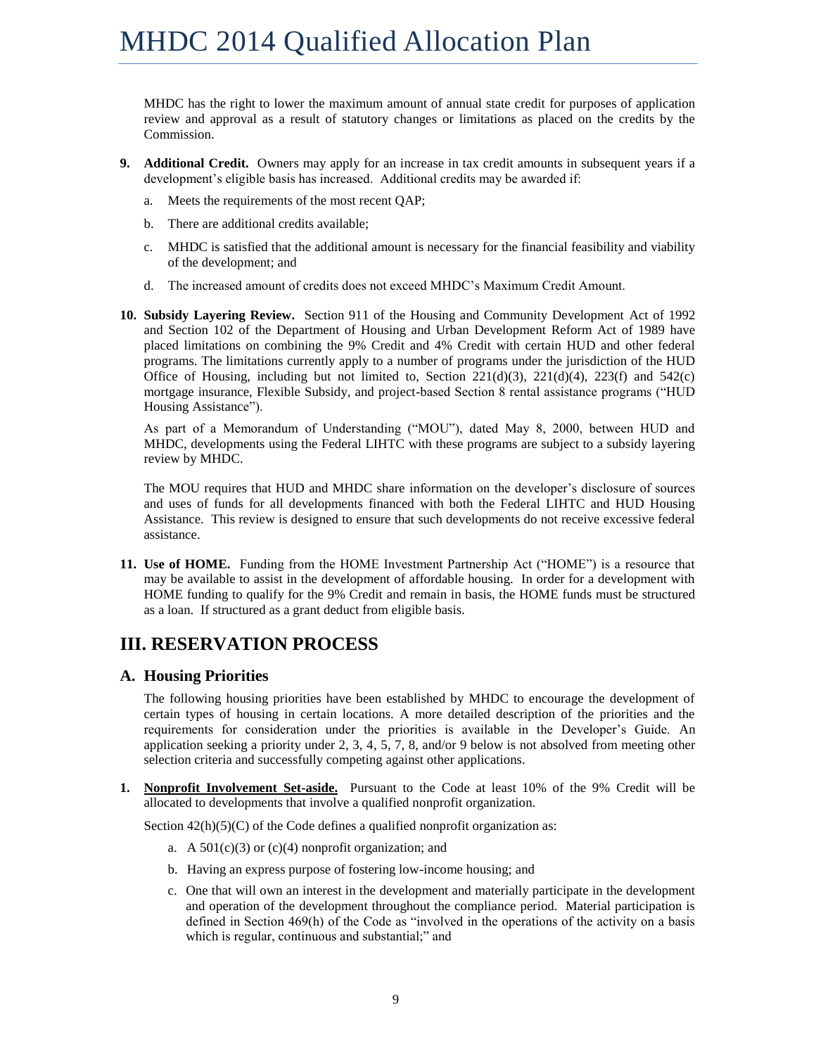MHDC has the right to lower the maximum amount of annual state credit for purposes of application review and approval as a result of statutory changes or limitations as placed on the credits by the Commission.

**9. Additional Credit.** Owners may apply for an increase in tax credit amounts in subsequent years if a development's eligible basis has increased. Additional credits may be awarded if:

a. Meets the requirements of the most recent QAP;

b. There are additional credits available;

c. MHDC is satisfied that the additional amount is necessary for the financial feasibility and viability of the development; and

d. The increased amount of credits does not exceed MHDC's Maximum Credit Amount.

**10. Subsidy Layering Review.** Section 911 of the Housing and Community Development Act of 1992 and Section 102 of the Department of Housing and Urban Development Reform Act of 1989 have placed limitations on combining the 9% Credit and 4% Credit with certain HUD and other federal programs. The limitations currently apply to a number of programs under the jurisdiction of the HUD Office of Housing, including but not limited to, Section 221(d)(3), 221(d)(4), 223(f) and 542(c) mortgage insurance, Flexible Subsidy, and project-based Section 8 rental assistance programs ("HUD Housing Assistance").

As part of a Memorandum of Understanding ("MOU"), dated May 8, 2000, between HUD and MHDC, developments using the Federal LIHTC with these programs are subject to a subsidy layering review by MHDC.

The MOU requires that HUD and MHDC share information on the developer's disclosure of sources and uses of funds for all developments financed with both the Federal LIHTC and HUD Housing Assistance. This review is designed to ensure that such developments do not receive excessive federal assistance.

**11. Use of HOME.** Funding from the HOME Investment Partnership Act ("HOME") is a resource that may be available to assist in the development of affordable housing. In order for a development with HOME funding to qualify for the 9% Credit and remain in basis, the HOME funds must be structured as a loan. If structured as a grant deduct from eligible basis.

## III. RESERVATION PROCESS

### A. Housing Priorities

The following housing priorities have been established by MHDC to encourage the development of certain types of housing in certain locations. A more detailed description of the priorities and the requirements for consideration under the priorities is available in the Developer's Guide. An application seeking a priority under 2, 3, 4, 5, 7, 8, and/or 9 below is not absolved from meeting other selection criteria and successfully competing against other applications.

**1. <u>Nonprofit Involvement Set-aside.</u>** Pursuant to the Code at least 10% of the 9% Credit will be allocated to developments that involve a qualified nonprofit organization.

Section 42(h)(5)(C) of the Code defines a qualified nonprofit organization as:

a. A 501(c)(3) or (c)(4) nonprofit organization; and

b. Having an express purpose of fostering low-income housing; and

c. One that will own an interest in the development and materially participate in the development and operation of the development throughout the compliance period. Material participation is defined in Section 469(h) of the Code as "involved in the operations of the activity on a basis which is regular, continuous and substantial;" and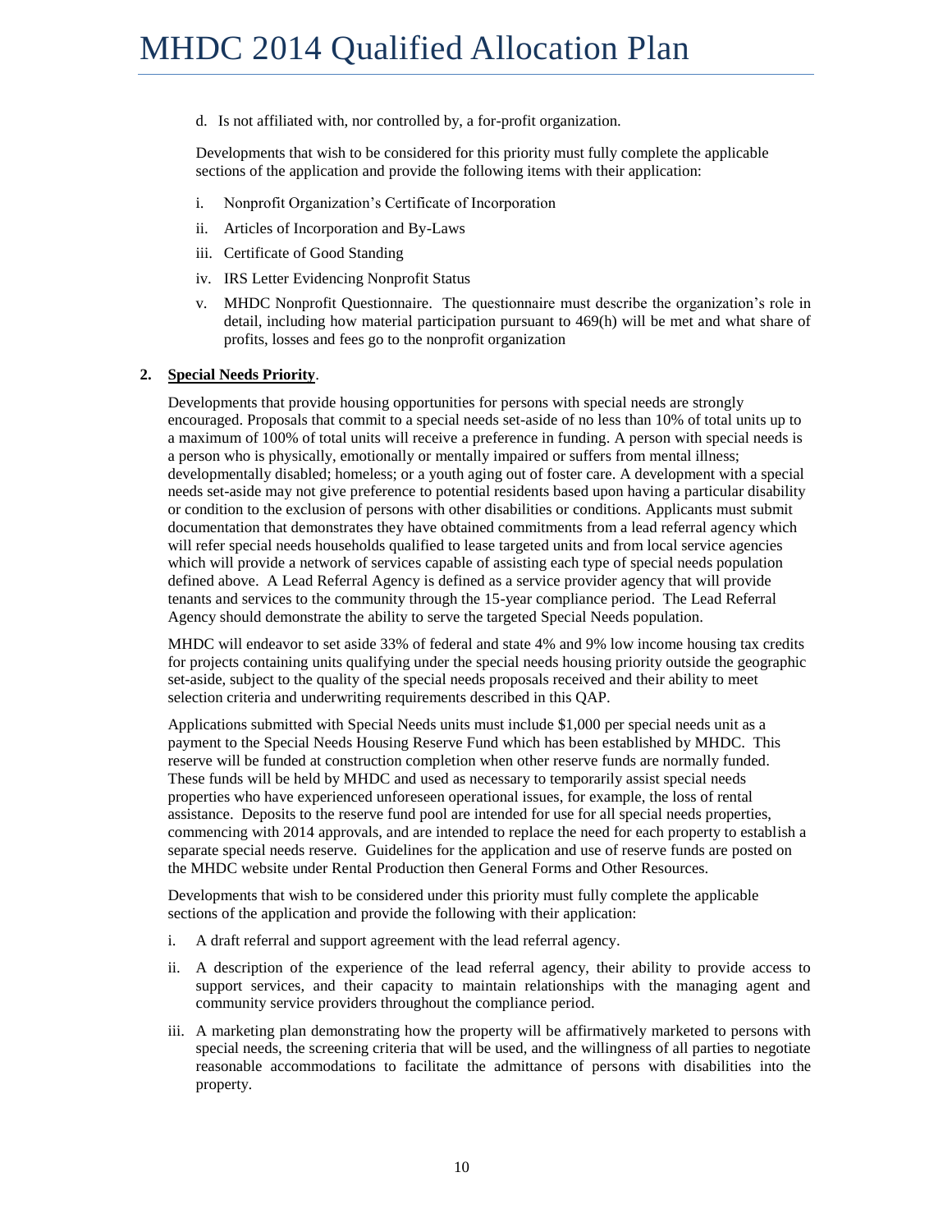d. Is not affiliated with, nor controlled by, a for-profit organization.

Developments that wish to be considered for this priority must fully complete the applicable sections of the application and provide the following items with their application:

i. Nonprofit Organization's Certificate of Incorporation

ii. Articles of Incorporation and By-Laws

iii. Certificate of Good Standing

iv. IRS Letter Evidencing Nonprofit Status

v. MHDC Nonprofit Questionnaire. The questionnaire must describe the organization's role in detail, including how material participation pursuant to 469(h) will be met and what share of profits, losses and fees go to the nonprofit organization

**2. <u>Special Needs Priority</u>.**

Developments that provide housing opportunities for persons with special needs are strongly encouraged. Proposals that commit to a special needs set-aside of no less than 10% of total units up to a maximum of 100% of total units will receive a preference in funding. A person with special needs is a person who is physically, emotionally or mentally impaired or suffers from mental illness; developmentally disabled; homeless; or a youth aging out of foster care. A development with a special needs set-aside may not give preference to potential residents based upon having a particular disability or condition to the exclusion of persons with other disabilities or conditions. Applicants must submit documentation that demonstrates they have obtained commitments from a lead referral agency which will refer special needs households qualified to lease targeted units and from local service agencies which will provide a network of services capable of assisting each type of special needs population defined above. A Lead Referral Agency is defined as a service provider agency that will provide tenants and services to the community through the 15-year compliance period. The Lead Referral Agency should demonstrate the ability to serve the targeted Special Needs population.

MHDC will endeavor to set aside 33% of federal and state 4% and 9% low income housing tax credits for projects containing units qualifying under the special needs housing priority outside the geographic set-aside, subject to the quality of the special needs proposals received and their ability to meet selection criteria and underwriting requirements described in this QAP.

Applications submitted with Special Needs units must include $1,000 per special needs unit as a payment to the Special Needs Housing Reserve Fund which has been established by MHDC. This reserve will be funded at construction completion when other reserve funds are normally funded. These funds will be held by MHDC and used as necessary to temporarily assist special needs properties who have experienced unforeseen operational issues, for example, the loss of rental assistance. Deposits to the reserve fund pool are intended for use for all special needs properties, commencing with 2014 approvals, and are intended to replace the need for each property to establish a separate special needs reserve. Guidelines for the application and use of reserve funds are posted on the MHDC website under Rental Production then General Forms and Other Resources.

Developments that wish to be considered under this priority must fully complete the applicable sections of the application and provide the following with their application:

i. A draft referral and support agreement with the lead referral agency.

ii. A description of the experience of the lead referral agency, their ability to provide access to support services, and their capacity to maintain relationships with the managing agent and community service providers throughout the compliance period.

iii. A marketing plan demonstrating how the property will be affirmatively marketed to persons with special needs, the screening criteria that will be used, and the willingness of all parties to negotiate reasonable accommodations to facilitate the admittance of persons with disabilities into the property.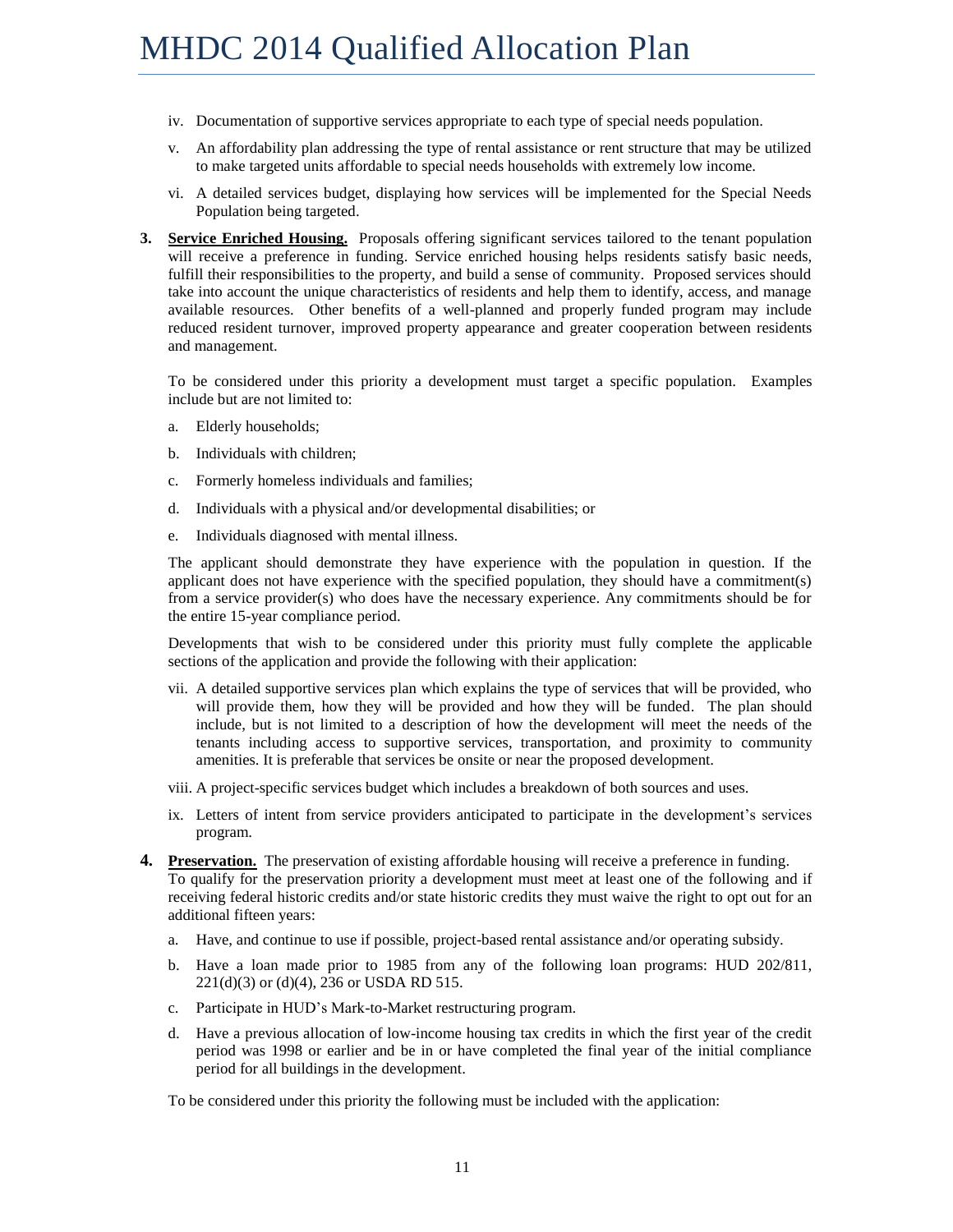iv. Documentation of supportive services appropriate to each type of special needs population.

v. An affordability plan addressing the type of rental assistance or rent structure that may be utilized to make targeted units affordable to special needs households with extremely low income.

vi. A detailed services budget, displaying how services will be implemented for the Special Needs Population being targeted.

**3. Service Enriched Housing.** Proposals offering significant services tailored to the tenant population will receive a preference in funding. Service enriched housing helps residents satisfy basic needs, fulfill their responsibilities to the property, and build a sense of community. Proposed services should take into account the unique characteristics of residents and help them to identify, access, and manage available resources. Other benefits of a well-planned and properly funded program may include reduced resident turnover, improved property appearance and greater cooperation between residents and management.

To be considered under this priority a development must target a specific population. Examples include but are not limited to:

a. Elderly households;

b. Individuals with children;

c. Formerly homeless individuals and families;

d. Individuals with a physical and/or developmental disabilities; or

e. Individuals diagnosed with mental illness.

The applicant should demonstrate they have experience with the population in question. If the applicant does not have experience with the specified population, they should have a commitment(s) from a service provider(s) who does have the necessary experience. Any commitments should be for the entire 15-year compliance period.

Developments that wish to be considered under this priority must fully complete the applicable sections of the application and provide the following with their application:

vii. A detailed supportive services plan which explains the type of services that will be provided, who will provide them, how they will be provided and how they will be funded. The plan should include, but is not limited to a description of how the development will meet the needs of the tenants including access to supportive services, transportation, and proximity to community amenities. It is preferable that services be onsite or near the proposed development.

viii. A project-specific services budget which includes a breakdown of both sources and uses.

ix. Letters of intent from service providers anticipated to participate in the development's services program.

**4. Preservation.** The preservation of existing affordable housing will receive a preference in funding. To qualify for the preservation priority a development must meet at least one of the following and if receiving federal historic credits and/or state historic credits they must waive the right to opt out for an additional fifteen years:

a. Have, and continue to use if possible, project-based rental assistance and/or operating subsidy.

b. Have a loan made prior to 1985 from any of the following loan programs: HUD 202/811, 221(d)(3) or (d)(4), 236 or USDA RD 515.

c. Participate in HUD's Mark-to-Market restructuring program.

d. Have a previous allocation of low-income housing tax credits in which the first year of the credit period was 1998 or earlier and be in or have completed the final year of the initial compliance period for all buildings in the development.

To be considered under this priority the following must be included with the application: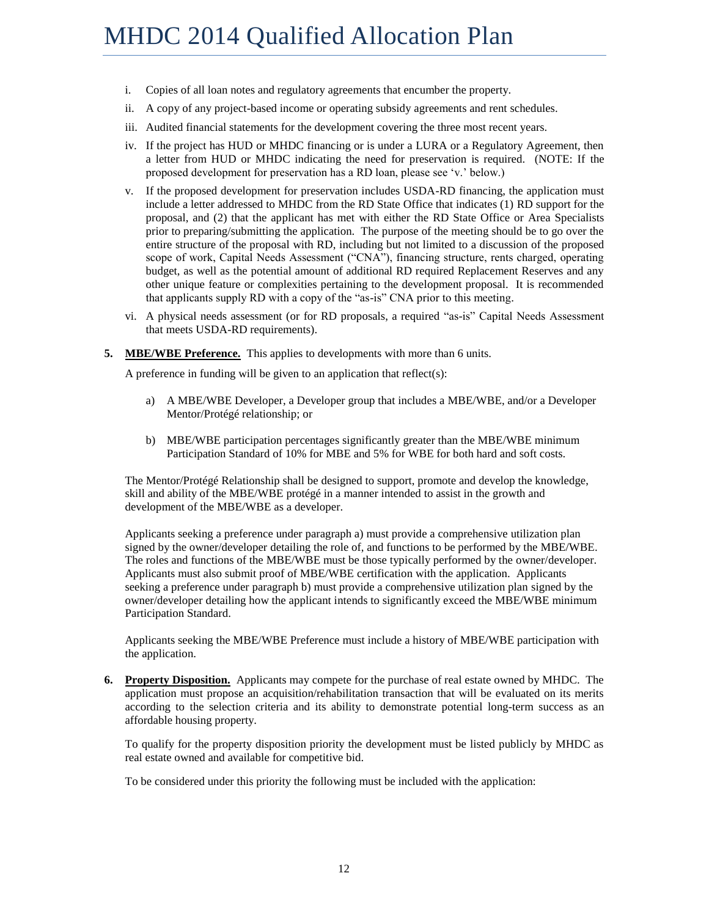i. Copies of all loan notes and regulatory agreements that encumber the property.

ii. A copy of any project-based income or operating subsidy agreements and rent schedules.

iii. Audited financial statements for the development covering the three most recent years.

iv. If the project has HUD or MHDC financing or is under a LURA or a Regulatory Agreement, then a letter from HUD or MHDC indicating the need for preservation is required. (NOTE: If the proposed development for preservation has a RD loan, please see 'v.' below.)

v. If the proposed development for preservation includes USDA-RD financing, the application must include a letter addressed to MHDC from the RD State Office that indicates (1) RD support for the proposal, and (2) that the applicant has met with either the RD State Office or Area Specialists prior to preparing/submitting the application. The purpose of the meeting should be to go over the entire structure of the proposal with RD, including but not limited to a discussion of the proposed scope of work, Capital Needs Assessment ("CNA"), financing structure, rents charged, operating budget, as well as the potential amount of additional RD required Replacement Reserves and any other unique feature or complexities pertaining to the development proposal. It is recommended that applicants supply RD with a copy of the "as-is" CNA prior to this meeting.

vi. A physical needs assessment (or for RD proposals, a required "as-is" Capital Needs Assessment that meets USDA-RD requirements).

**5. MBE/WBE Preference.** This applies to developments with more than 6 units.

A preference in funding will be given to an application that reflect(s):

a) A MBE/WBE Developer, a Developer group that includes a MBE/WBE, and/or a Developer Mentor/Protégé relationship; or

b) MBE/WBE participation percentages significantly greater than the MBE/WBE minimum Participation Standard of 10% for MBE and 5% for WBE for both hard and soft costs.

The Mentor/Protégé Relationship shall be designed to support, promote and develop the knowledge, skill and ability of the MBE/WBE protégé in a manner intended to assist in the growth and development of the MBE/WBE as a developer.

Applicants seeking a preference under paragraph a) must provide a comprehensive utilization plan signed by the owner/developer detailing the role of, and functions to be performed by the MBE/WBE. The roles and functions of the MBE/WBE must be those typically performed by the owner/developer. Applicants must also submit proof of MBE/WBE certification with the application. Applicants seeking a preference under paragraph b) must provide a comprehensive utilization plan signed by the owner/developer detailing how the applicant intends to significantly exceed the MBE/WBE minimum Participation Standard.

Applicants seeking the MBE/WBE Preference must include a history of MBE/WBE participation with the application.

**6. Property Disposition.** Applicants may compete for the purchase of real estate owned by MHDC. The application must propose an acquisition/rehabilitation transaction that will be evaluated on its merits according to the selection criteria and its ability to demonstrate potential long-term success as an affordable housing property.

To qualify for the property disposition priority the development must be listed publicly by MHDC as real estate owned and available for competitive bid.

To be considered under this priority the following must be included with the application: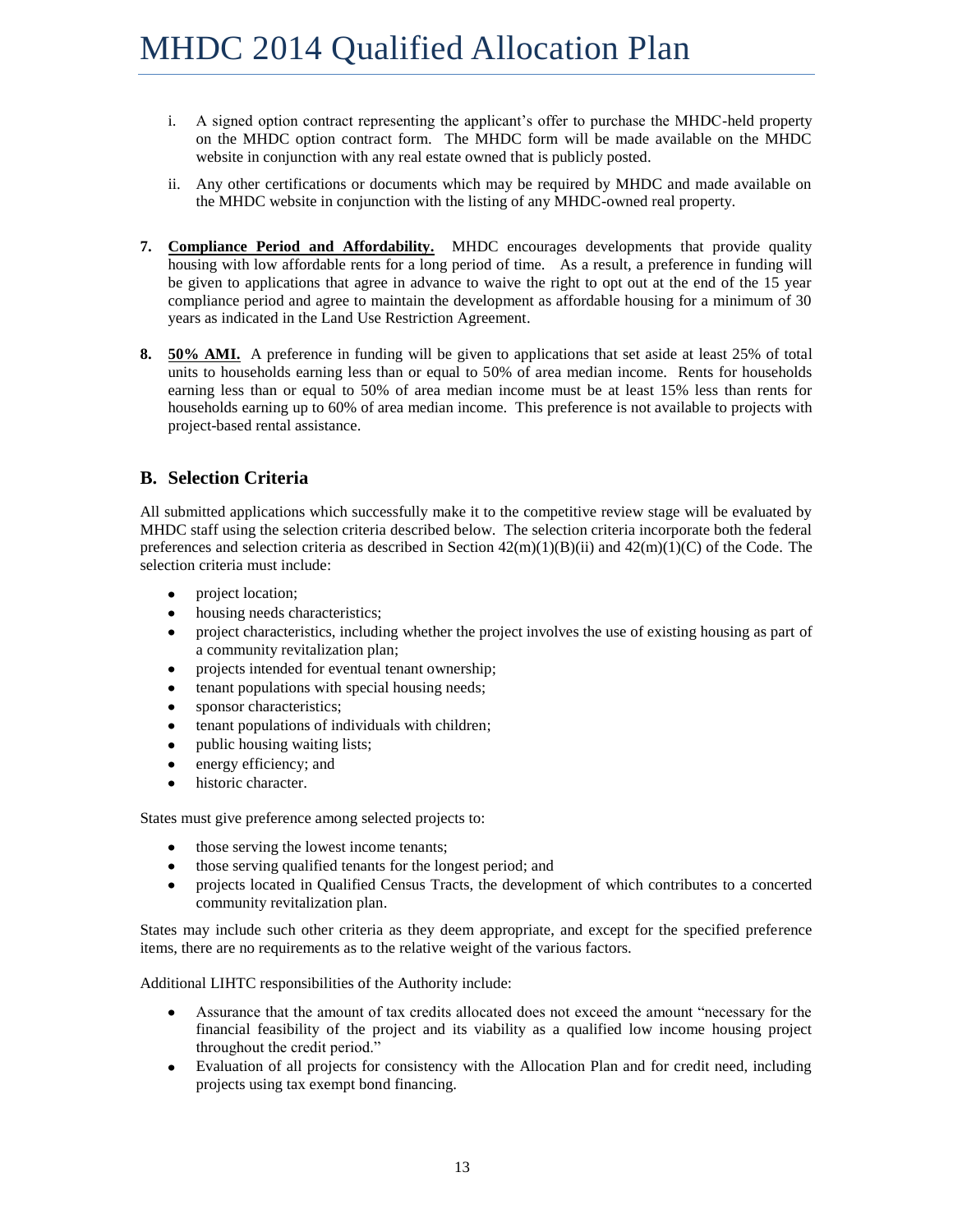i. A signed option contract representing the applicant's offer to purchase the MHDC-held property on the MHDC option contract form. The MHDC form will be made available on the MHDC website in conjunction with any real estate owned that is publicly posted.

ii. Any other certifications or documents which may be required by MHDC and made available on the MHDC website in conjunction with the listing of any MHDC-owned real property.

**7. Compliance Period and Affordability.** MHDC encourages developments that provide quality housing with low affordable rents for a long period of time. As a result, a preference in funding will be given to applications that agree in advance to waive the right to opt out at the end of the 15 year compliance period and agree to maintain the development as affordable housing for a minimum of 30 years as indicated in the Land Use Restriction Agreement.

**8. 50% AMI.** A preference in funding will be given to applications that set aside at least 25% of total units to households earning less than or equal to 50% of area median income. Rents for households earning less than or equal to 50% of area median income must be at least 15% less than rents for households earning up to 60% of area median income. This preference is not available to projects with project-based rental assistance.

## B. Selection Criteria

All submitted applications which successfully make it to the competitive review stage will be evaluated by MHDC staff using the selection criteria described below. The selection criteria incorporate both the federal preferences and selection criteria as described in Section 42(m)(1)(B)(ii) and 42(m)(1)(C) of the Code. The selection criteria must include:

- project location;
- housing needs characteristics;
- project characteristics, including whether the project involves the use of existing housing as part of a community revitalization plan;
- projects intended for eventual tenant ownership;
- tenant populations with special housing needs;
- sponsor characteristics;
- tenant populations of individuals with children;
- public housing waiting lists;
- energy efficiency; and
- historic character.

States must give preference among selected projects to:

- those serving the lowest income tenants;
- those serving qualified tenants for the longest period; and
- projects located in Qualified Census Tracts, the development of which contributes to a concerted community revitalization plan.

States may include such other criteria as they deem appropriate, and except for the specified preference items, there are no requirements as to the relative weight of the various factors.

Additional LIHTC responsibilities of the Authority include:

- Assurance that the amount of tax credits allocated does not exceed the amount "necessary for the financial feasibility of the project and its viability as a qualified low income housing project throughout the credit period."
- Evaluation of all projects for consistency with the Allocation Plan and for credit need, including projects using tax exempt bond financing.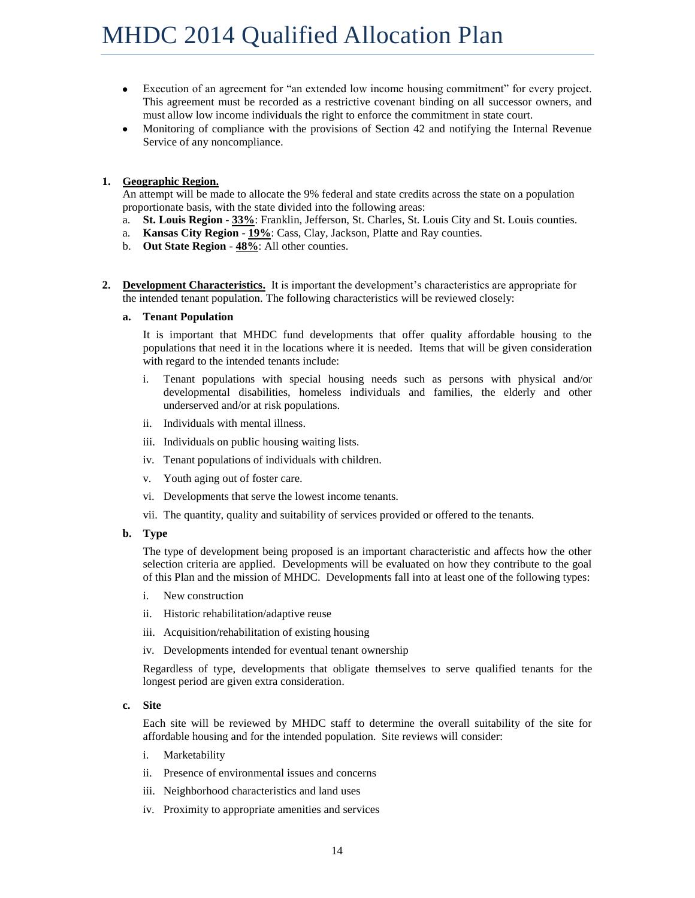- Execution of an agreement for "an extended low income housing commitment" for every project. This agreement must be recorded as a restrictive covenant binding on all successor owners, and must allow low income individuals the right to enforce the commitment in state court.
- Monitoring of compliance with the provisions of Section 42 and notifying the Internal Revenue Service of any noncompliance.

**1. Geographic Region.**

An attempt will be made to allocate the 9% federal and state credits across the state on a population proportionate basis, with the state divided into the following areas:

a. **St. Louis Region** - **33%**: Franklin, Jefferson, St. Charles, St. Louis City and St. Louis counties.

a. **Kansas City Region** - **19%**: Cass, Clay, Jackson, Platte and Ray counties.

b. **Out State Region** - **48%**: All other counties.

**2. Development Characteristics.** It is important the development's characteristics are appropriate for the intended tenant population. The following characteristics will be reviewed closely:

**a. Tenant Population**

It is important that MHDC fund developments that offer quality affordable housing to the populations that need it in the locations where it is needed. Items that will be given consideration with regard to the intended tenants include:

i. Tenant populations with special housing needs such as persons with physical and/or developmental disabilities, homeless individuals and families, the elderly and other underserved and/or at risk populations.

ii. Individuals with mental illness.

iii. Individuals on public housing waiting lists.

iv. Tenant populations of individuals with children.

v. Youth aging out of foster care.

vi. Developments that serve the lowest income tenants.

vii. The quantity, quality and suitability of services provided or offered to the tenants.

**b. Type**

The type of development being proposed is an important characteristic and affects how the other selection criteria are applied. Developments will be evaluated on how they contribute to the goal of this Plan and the mission of MHDC. Developments fall into at least one of the following types:

i. New construction

ii. Historic rehabilitation/adaptive reuse

iii. Acquisition/rehabilitation of existing housing

iv. Developments intended for eventual tenant ownership

Regardless of type, developments that obligate themselves to serve qualified tenants for the longest period are given extra consideration.

**c. Site**

Each site will be reviewed by MHDC staff to determine the overall suitability of the site for affordable housing and for the intended population. Site reviews will consider:

i. Marketability

ii. Presence of environmental issues and concerns

iii. Neighborhood characteristics and land uses

iv. Proximity to appropriate amenities and services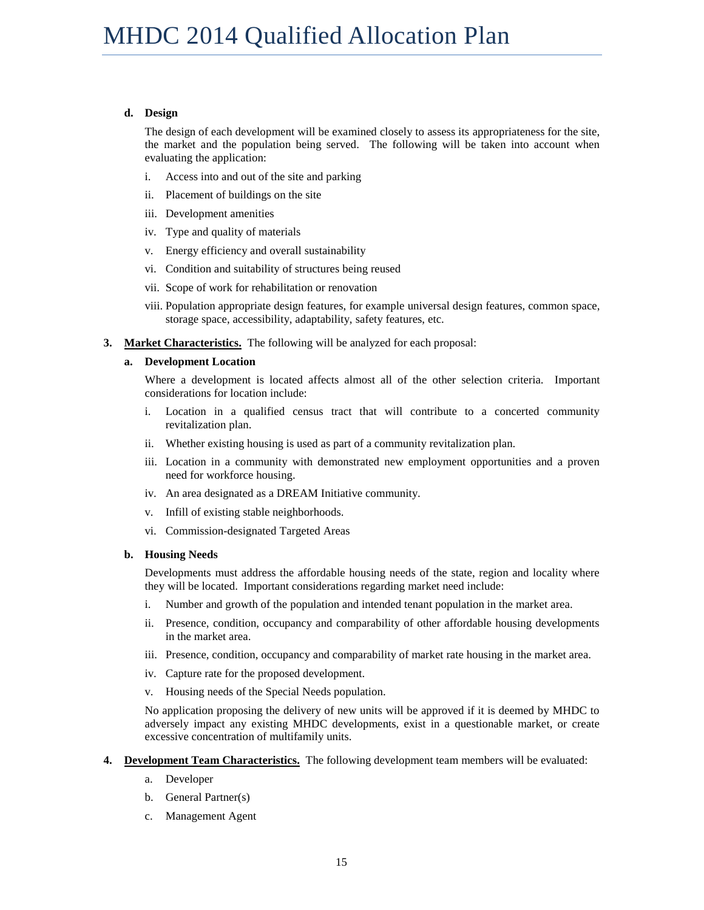**d. Design**

The design of each development will be examined closely to assess its appropriateness for the site, the market and the population being served. The following will be taken into account when evaluating the application:

i. Access into and out of the site and parking

ii. Placement of buildings on the site

iii. Development amenities

iv. Type and quality of materials

v. Energy efficiency and overall sustainability

vi. Condition and suitability of structures being reused

vii. Scope of work for rehabilitation or renovation

viii. Population appropriate design features, for example universal design features, common space, storage space, accessibility, adaptability, safety features, etc.

**3. <u>Market Characteristics.</u>** The following will be analyzed for each proposal:

**a. Development Location**

Where a development is located affects almost all of the other selection criteria. Important considerations for location include:

i. Location in a qualified census tract that will contribute to a concerted community revitalization plan.

ii. Whether existing housing is used as part of a community revitalization plan.

iii. Location in a community with demonstrated new employment opportunities and a proven need for workforce housing.

iv. An area designated as a DREAM Initiative community.

v. Infill of existing stable neighborhoods.

vi. Commission-designated Targeted Areas

**b. Housing Needs**

Developments must address the affordable housing needs of the state, region and locality where they will be located. Important considerations regarding market need include:

i. Number and growth of the population and intended tenant population in the market area.

ii. Presence, condition, occupancy and comparability of other affordable housing developments in the market area.

iii. Presence, condition, occupancy and comparability of market rate housing in the market area.

iv. Capture rate for the proposed development.

v. Housing needs of the Special Needs population.

No application proposing the delivery of new units will be approved if it is deemed by MHDC to adversely impact any existing MHDC developments, exist in a questionable market, or create excessive concentration of multifamily units.

**4. <u>Development Team Characteristics.</u>** The following development team members will be evaluated:

a. Developer

b. General Partner(s)

c. Management Agent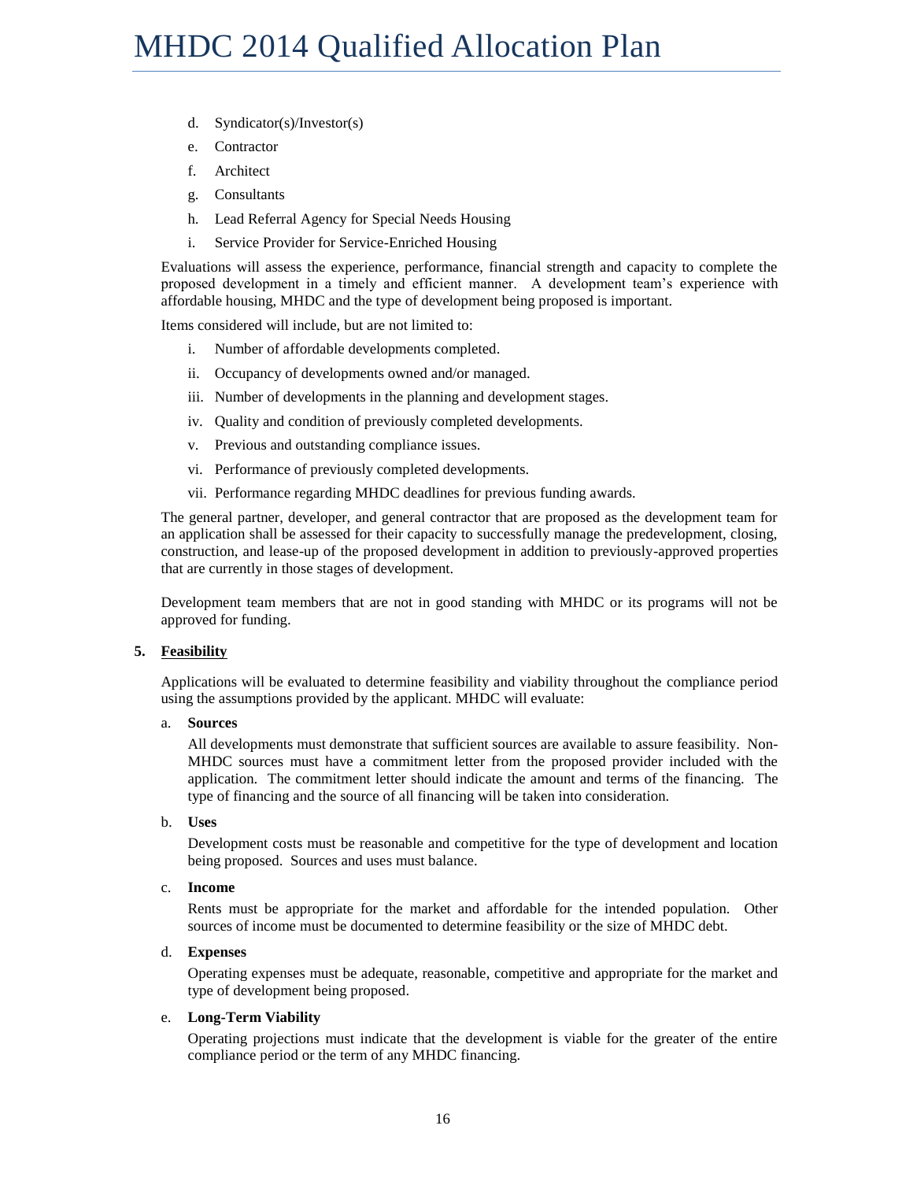d. Syndicator(s)/Investor(s)

e. Contractor

f. Architect

g. Consultants

h. Lead Referral Agency for Special Needs Housing

i. Service Provider for Service-Enriched Housing

Evaluations will assess the experience, performance, financial strength and capacity to complete the proposed development in a timely and efficient manner. A development team's experience with affordable housing, MHDC and the type of development being proposed is important.

Items considered will include, but are not limited to:

i. Number of affordable developments completed.

ii. Occupancy of developments owned and/or managed.

iii. Number of developments in the planning and development stages.

iv. Quality and condition of previously completed developments.

v. Previous and outstanding compliance issues.

vi. Performance of previously completed developments.

vii. Performance regarding MHDC deadlines for previous funding awards.

The general partner, developer, and general contractor that are proposed as the development team for an application shall be assessed for their capacity to successfully manage the predevelopment, closing, construction, and lease-up of the proposed development in addition to previously-approved properties that are currently in those stages of development.

Development team members that are not in good standing with MHDC or its programs will not be approved for funding.

**5. <u>Feasibility</u>**

Applications will be evaluated to determine feasibility and viability throughout the compliance period using the assumptions provided by the applicant. MHDC will evaluate:

a. **Sources**

All developments must demonstrate that sufficient sources are available to assure feasibility. Non-MHDC sources must have a commitment letter from the proposed provider included with the application. The commitment letter should indicate the amount and terms of the financing. The type of financing and the source of all financing will be taken into consideration.

b. **Uses**

Development costs must be reasonable and competitive for the type of development and location being proposed. Sources and uses must balance.

c. **Income**

Rents must be appropriate for the market and affordable for the intended population. Other sources of income must be documented to determine feasibility or the size of MHDC debt.

d. **Expenses**

Operating expenses must be adequate, reasonable, competitive and appropriate for the market and type of development being proposed.

e. **Long-Term Viability**

Operating projections must indicate that the development is viable for the greater of the entire compliance period or the term of any MHDC financing.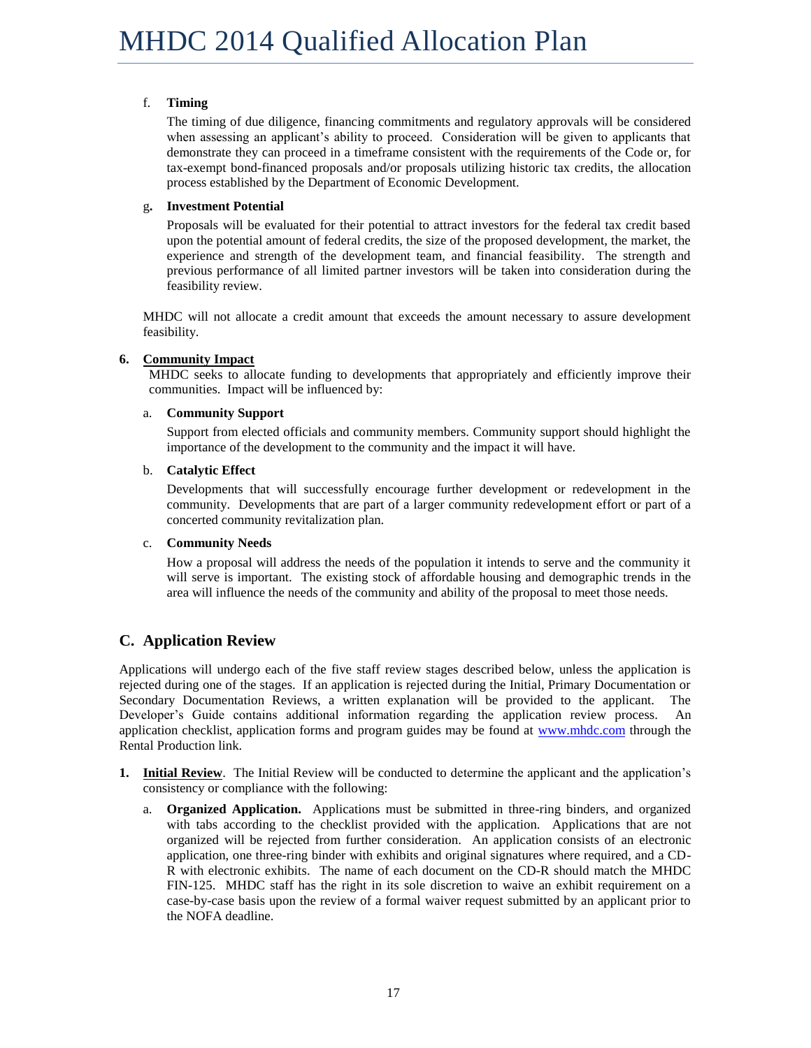f. **Timing**

The timing of due diligence, financing commitments and regulatory approvals will be considered when assessing an applicant's ability to proceed. Consideration will be given to applicants that demonstrate they can proceed in a timeframe consistent with the requirements of the Code or, for tax-exempt bond-financed proposals and/or proposals utilizing historic tax credits, the allocation process established by the Department of Economic Development.

g. **Investment Potential**

Proposals will be evaluated for their potential to attract investors for the federal tax credit based upon the potential amount of federal credits, the size of the proposed development, the market, the experience and strength of the development team, and financial feasibility. The strength and previous performance of all limited partner investors will be taken into consideration during the feasibility review.

MHDC will not allocate a credit amount that exceeds the amount necessary to assure development feasibility.

**6. Community Impact**

MHDC seeks to allocate funding to developments that appropriately and efficiently improve their communities. Impact will be influenced by:

a. **Community Support**

Support from elected officials and community members. Community support should highlight the importance of the development to the community and the impact it will have.

b. **Catalytic Effect**

Developments that will successfully encourage further development or redevelopment in the community. Developments that are part of a larger community redevelopment effort or part of a concerted community revitalization plan.

c. **Community Needs**

How a proposal will address the needs of the population it intends to serve and the community it will serve is important. The existing stock of affordable housing and demographic trends in the area will influence the needs of the community and ability of the proposal to meet those needs.

## C. Application Review

Applications will undergo each of the five staff review stages described below, unless the application is rejected during one of the stages. If an application is rejected during the Initial, Primary Documentation or Secondary Documentation Reviews, a written explanation will be provided to the applicant. The Developer's Guide contains additional information regarding the application review process. An application checklist, application forms and program guides may be found at www.mhdc.com through the Rental Production link.

**1. Initial Review**. The Initial Review will be conducted to determine the applicant and the application's consistency or compliance with the following:

a. **Organized Application.** Applications must be submitted in three-ring binders, and organized with tabs according to the checklist provided with the application. Applications that are not organized will be rejected from further consideration. An application consists of an electronic application, one three-ring binder with exhibits and original signatures where required, and a CD-R with electronic exhibits. The name of each document on the CD-R should match the MHDC FIN-125. MHDC staff has the right in its sole discretion to waive an exhibit requirement on a case-by-case basis upon the review of a formal waiver request submitted by an applicant prior to the NOFA deadline.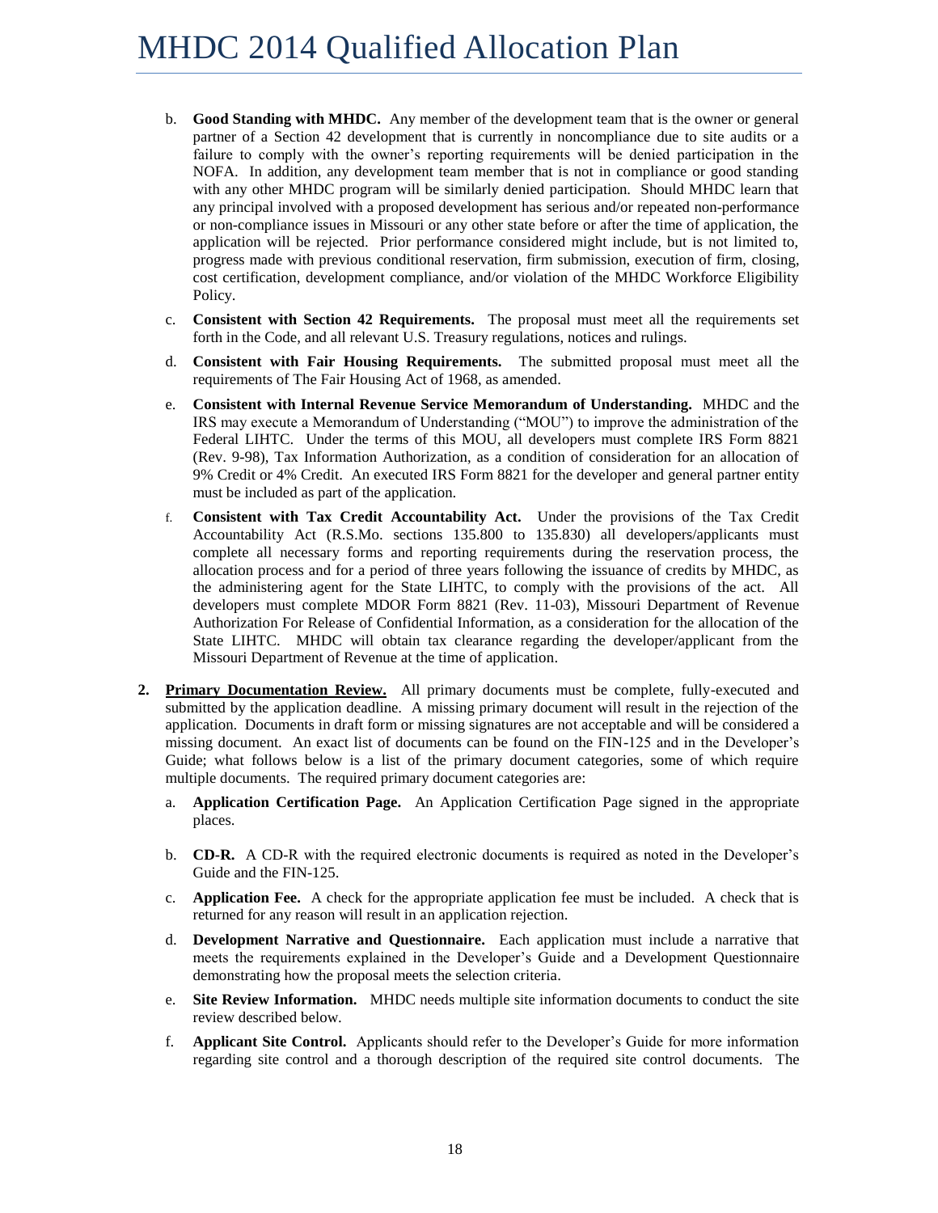b. **Good Standing with MHDC.** Any member of the development team that is the owner or general partner of a Section 42 development that is currently in noncompliance due to site audits or a failure to comply with the owner's reporting requirements will be denied participation in the NOFA. In addition, any development team member that is not in compliance or good standing with any other MHDC program will be similarly denied participation. Should MHDC learn that any principal involved with a proposed development has serious and/or repeated non-performance or non-compliance issues in Missouri or any other state before or after the time of application, the application will be rejected. Prior performance considered might include, but is not limited to, progress made with previous conditional reservation, firm submission, execution of firm, closing, cost certification, development compliance, and/or violation of the MHDC Workforce Eligibility Policy.

c. **Consistent with Section 42 Requirements.** The proposal must meet all the requirements set forth in the Code, and all relevant U.S. Treasury regulations, notices and rulings.

d. **Consistent with Fair Housing Requirements.** The submitted proposal must meet all the requirements of The Fair Housing Act of 1968, as amended.

e. **Consistent with Internal Revenue Service Memorandum of Understanding.** MHDC and the IRS may execute a Memorandum of Understanding ("MOU") to improve the administration of the Federal LIHTC. Under the terms of this MOU, all developers must complete IRS Form 8821 (Rev. 9-98), Tax Information Authorization, as a condition of consideration for an allocation of 9% Credit or 4% Credit. An executed IRS Form 8821 for the developer and general partner entity must be included as part of the application.

f. **Consistent with Tax Credit Accountability Act.** Under the provisions of the Tax Credit Accountability Act (R.S.Mo. sections 135.800 to 135.830) all developers/applicants must complete all necessary forms and reporting requirements during the reservation process, the allocation process and for a period of three years following the issuance of credits by MHDC, as the administering agent for the State LIHTC, to comply with the provisions of the act. All developers must complete MDOR Form 8821 (Rev. 11-03), Missouri Department of Revenue Authorization For Release of Confidential Information, as a consideration for the allocation of the State LIHTC. MHDC will obtain tax clearance regarding the developer/applicant from the Missouri Department of Revenue at the time of application.

2. **Primary Documentation Review.** All primary documents must be complete, fully-executed and submitted by the application deadline. A missing primary document will result in the rejection of the application. Documents in draft form or missing signatures are not acceptable and will be considered a missing document. An exact list of documents can be found on the FIN-125 and in the Developer's Guide; what follows below is a list of the primary document categories, some of which require multiple documents. The required primary document categories are:

   a. **Application Certification Page.** An Application Certification Page signed in the appropriate places.

   b. **CD-R.** A CD-R with the required electronic documents is required as noted in the Developer's Guide and the FIN-125.

   c. **Application Fee.** A check for the appropriate application fee must be included. A check that is returned for any reason will result in an application rejection.

   d. **Development Narrative and Questionnaire.** Each application must include a narrative that meets the requirements explained in the Developer's Guide and a Development Questionnaire demonstrating how the proposal meets the selection criteria.

   e. **Site Review Information.** MHDC needs multiple site information documents to conduct the site review described below.

   f. **Applicant Site Control.** Applicants should refer to the Developer's Guide for more information regarding site control and a thorough description of the required site control documents. The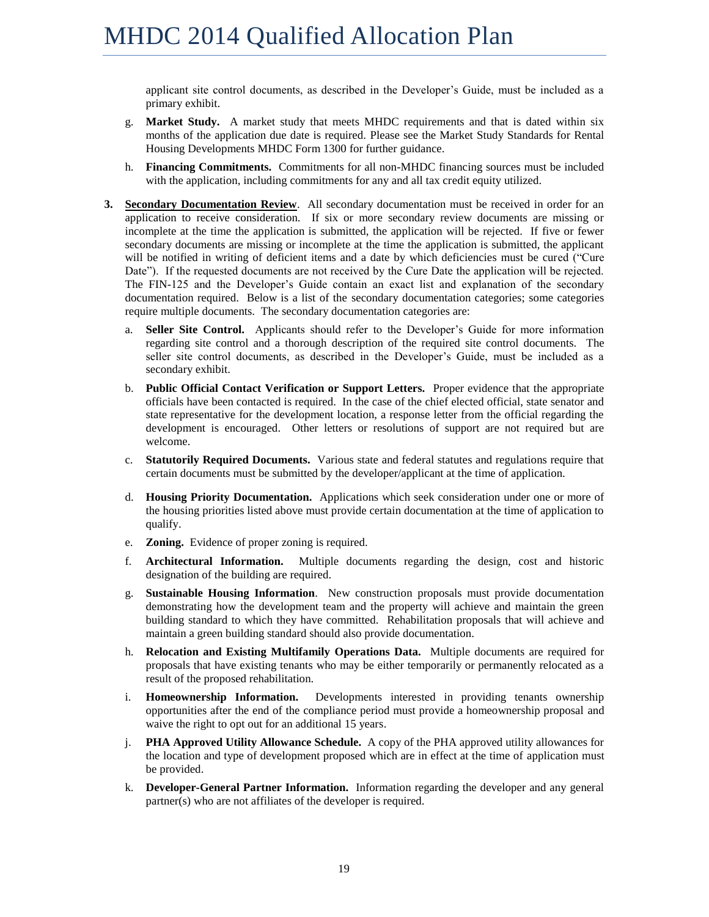applicant site control documents, as described in the Developer's Guide, must be included as a primary exhibit.

g. **Market Study.** A market study that meets MHDC requirements and that is dated within six months of the application due date is required. Please see the Market Study Standards for Rental Housing Developments MHDC Form 1300 for further guidance.

h. **Financing Commitments.** Commitments for all non-MHDC financing sources must be included with the application, including commitments for any and all tax credit equity utilized.

3. **Secondary Documentation Review**. All secondary documentation must be received in order for an application to receive consideration. If six or more secondary review documents are missing or incomplete at the time the application is submitted, the application will be rejected. If five or fewer secondary documents are missing or incomplete at the time the application is submitted, the applicant will be notified in writing of deficient items and a date by which deficiencies must be cured ("Cure Date"). If the requested documents are not received by the Cure Date the application will be rejected. The FIN-125 and the Developer's Guide contain an exact list and explanation of the secondary documentation required. Below is a list of the secondary documentation categories; some categories require multiple documents. The secondary documentation categories are:

   a. **Seller Site Control.** Applicants should refer to the Developer's Guide for more information regarding site control and a thorough description of the required site control documents. The seller site control documents, as described in the Developer's Guide, must be included as a secondary exhibit.

   b. **Public Official Contact Verification or Support Letters.** Proper evidence that the appropriate officials have been contacted is required. In the case of the chief elected official, state senator and state representative for the development location, a response letter from the official regarding the development is encouraged. Other letters or resolutions of support are not required but are welcome.

   c. **Statutorily Required Documents.** Various state and federal statutes and regulations require that certain documents must be submitted by the developer/applicant at the time of application.

   d. **Housing Priority Documentation.** Applications which seek consideration under one or more of the housing priorities listed above must provide certain documentation at the time of application to qualify.

   e. **Zoning.** Evidence of proper zoning is required.

   f. **Architectural Information.** Multiple documents regarding the design, cost and historic designation of the building are required.

   g. **Sustainable Housing Information**. New construction proposals must provide documentation demonstrating how the development team and the property will achieve and maintain the green building standard to which they have committed. Rehabilitation proposals that will achieve and maintain a green building standard should also provide documentation.

   h. **Relocation and Existing Multifamily Operations Data.** Multiple documents are required for proposals that have existing tenants who may be either temporarily or permanently relocated as a result of the proposed rehabilitation.

   i. **Homeownership Information.** Developments interested in providing tenants ownership opportunities after the end of the compliance period must provide a homeownership proposal and waive the right to opt out for an additional 15 years.

   j. **PHA Approved Utility Allowance Schedule.** A copy of the PHA approved utility allowances for the location and type of development proposed which are in effect at the time of application must be provided.

   k. **Developer-General Partner Information.** Information regarding the developer and any general partner(s) who are not affiliates of the developer is required.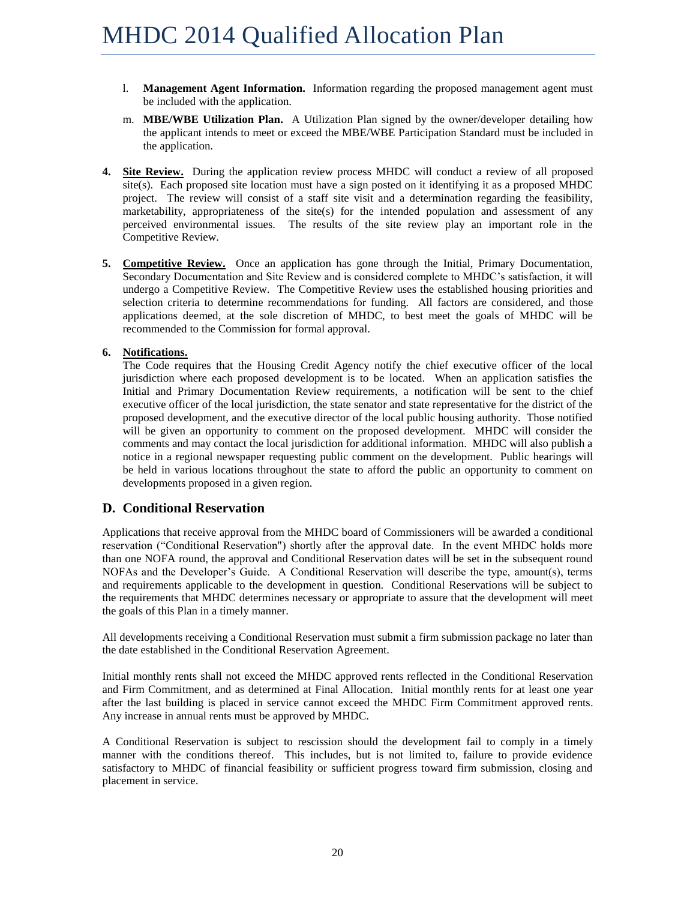l. **Management Agent Information.** Information regarding the proposed management agent must be included with the application.

m. **MBE/WBE Utilization Plan.** A Utilization Plan signed by the owner/developer detailing how the applicant intends to meet or exceed the MBE/WBE Participation Standard must be included in the application.

**4. Site Review.** During the application review process MHDC will conduct a review of all proposed site(s). Each proposed site location must have a sign posted on it identifying it as a proposed MHDC project. The review will consist of a staff site visit and a determination regarding the feasibility, marketability, appropriateness of the site(s) for the intended population and assessment of any perceived environmental issues. The results of the site review play an important role in the Competitive Review.

**5. Competitive Review.** Once an application has gone through the Initial, Primary Documentation, Secondary Documentation and Site Review and is considered complete to MHDC's satisfaction, it will undergo a Competitive Review. The Competitive Review uses the established housing priorities and selection criteria to determine recommendations for funding. All factors are considered, and those applications deemed, at the sole discretion of MHDC, to best meet the goals of MHDC will be recommended to the Commission for formal approval.

**6. Notifications.**
The Code requires that the Housing Credit Agency notify the chief executive officer of the local jurisdiction where each proposed development is to be located. When an application satisfies the Initial and Primary Documentation Review requirements, a notification will be sent to the chief executive officer of the local jurisdiction, the state senator and state representative for the district of the proposed development, and the executive director of the local public housing authority. Those notified will be given an opportunity to comment on the proposed development. MHDC will consider the comments and may contact the local jurisdiction for additional information. MHDC will also publish a notice in a regional newspaper requesting public comment on the development. Public hearings will be held in various locations throughout the state to afford the public an opportunity to comment on developments proposed in a given region.

## D. Conditional Reservation

Applications that receive approval from the MHDC board of Commissioners will be awarded a conditional reservation ("Conditional Reservation") shortly after the approval date. In the event MHDC holds more than one NOFA round, the approval and Conditional Reservation dates will be set in the subsequent round NOFAs and the Developer's Guide. A Conditional Reservation will describe the type, amount(s), terms and requirements applicable to the development in question. Conditional Reservations will be subject to the requirements that MHDC determines necessary or appropriate to assure that the development will meet the goals of this Plan in a timely manner.

All developments receiving a Conditional Reservation must submit a firm submission package no later than the date established in the Conditional Reservation Agreement.

Initial monthly rents shall not exceed the MHDC approved rents reflected in the Conditional Reservation and Firm Commitment, and as determined at Final Allocation. Initial monthly rents for at least one year after the last building is placed in service cannot exceed the MHDC Firm Commitment approved rents. Any increase in annual rents must be approved by MHDC.

A Conditional Reservation is subject to rescission should the development fail to comply in a timely manner with the conditions thereof. This includes, but is not limited to, failure to provide evidence satisfactory to MHDC of financial feasibility or sufficient progress toward firm submission, closing and placement in service.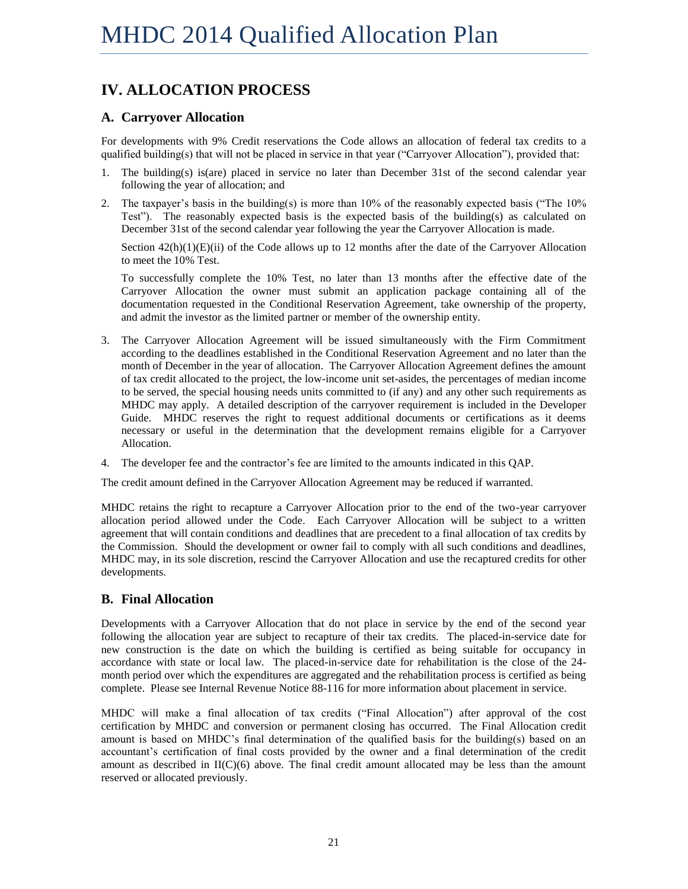## IV. ALLOCATION PROCESS

### A. Carryover Allocation

For developments with 9% Credit reservations the Code allows an allocation of federal tax credits to a qualified building(s) that will not be placed in service in that year ("Carryover Allocation"), provided that:

1. The building(s) is(are) placed in service no later than December 31st of the second calendar year following the year of allocation; and

2. The taxpayer's basis in the building(s) is more than 10% of the reasonably expected basis ("The 10% Test"). The reasonably expected basis is the expected basis of the building(s) as calculated on December 31st of the second calendar year following the year the Carryover Allocation is made.

   Section 42(h)(1)(E)(ii) of the Code allows up to 12 months after the date of the Carryover Allocation to meet the 10% Test.

   To successfully complete the 10% Test, no later than 13 months after the effective date of the Carryover Allocation the owner must submit an application package containing all of the documentation requested in the Conditional Reservation Agreement, take ownership of the property, and admit the investor as the limited partner or member of the ownership entity.

3. The Carryover Allocation Agreement will be issued simultaneously with the Firm Commitment according to the deadlines established in the Conditional Reservation Agreement and no later than the month of December in the year of allocation. The Carryover Allocation Agreement defines the amount of tax credit allocated to the project, the low-income unit set-asides, the percentages of median income to be served, the special housing needs units committed to (if any) and any other such requirements as MHDC may apply. A detailed description of the carryover requirement is included in the Developer Guide. MHDC reserves the right to request additional documents or certifications as it deems necessary or useful in the determination that the development remains eligible for a Carryover Allocation.

4. The developer fee and the contractor's fee are limited to the amounts indicated in this QAP.

The credit amount defined in the Carryover Allocation Agreement may be reduced if warranted.

MHDC retains the right to recapture a Carryover Allocation prior to the end of the two-year carryover allocation period allowed under the Code. Each Carryover Allocation will be subject to a written agreement that will contain conditions and deadlines that are precedent to a final allocation of tax credits by the Commission. Should the development or owner fail to comply with all such conditions and deadlines, MHDC may, in its sole discretion, rescind the Carryover Allocation and use the recaptured credits for other developments.

### B. Final Allocation

Developments with a Carryover Allocation that do not place in service by the end of the second year following the allocation year are subject to recapture of their tax credits. The placed-in-service date for new construction is the date on which the building is certified as being suitable for occupancy in accordance with state or local law. The placed-in-service date for rehabilitation is the close of the 24-month period over which the expenditures are aggregated and the rehabilitation process is certified as being complete. Please see Internal Revenue Notice 88-116 for more information about placement in service.

MHDC will make a final allocation of tax credits ("Final Allocation") after approval of the cost certification by MHDC and conversion or permanent closing has occurred. The Final Allocation credit amount is based on MHDC's final determination of the qualified basis for the building(s) based on an accountant's certification of final costs provided by the owner and a final determination of the credit amount as described in II(C)(6) above. The final credit amount allocated may be less than the amount reserved or allocated previously.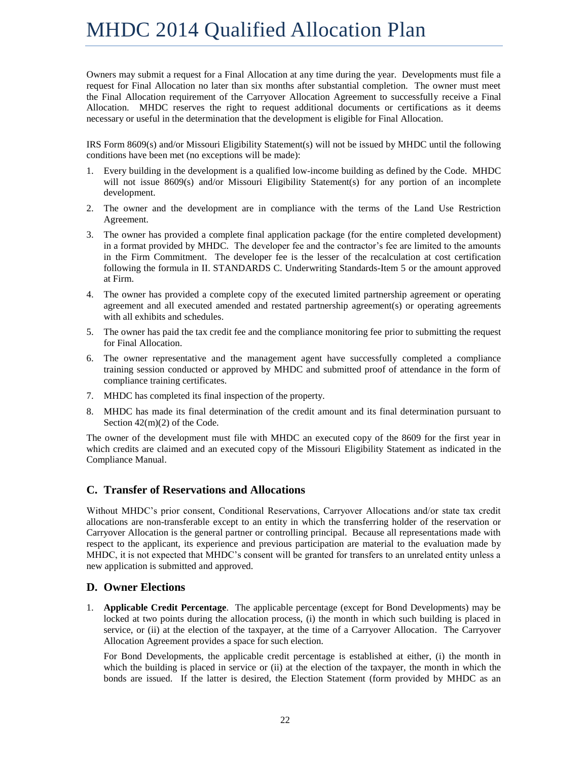Owners may submit a request for a Final Allocation at any time during the year. Developments must file a request for Final Allocation no later than six months after substantial completion. The owner must meet the Final Allocation requirement of the Carryover Allocation Agreement to successfully receive a Final Allocation. MHDC reserves the right to request additional documents or certifications as it deems necessary or useful in the determination that the development is eligible for Final Allocation.

IRS Form 8609(s) and/or Missouri Eligibility Statement(s) will not be issued by MHDC until the following conditions have been met (no exceptions will be made):

1. Every building in the development is a qualified low-income building as defined by the Code. MHDC will not issue 8609(s) and/or Missouri Eligibility Statement(s) for any portion of an incomplete development.
2. The owner and the development are in compliance with the terms of the Land Use Restriction Agreement.
3. The owner has provided a complete final application package (for the entire completed development) in a format provided by MHDC. The developer fee and the contractor's fee are limited to the amounts in the Firm Commitment. The developer fee is the lesser of the recalculation at cost certification following the formula in II. STANDARDS C. Underwriting Standards-Item 5 or the amount approved at Firm.
4. The owner has provided a complete copy of the executed limited partnership agreement or operating agreement and all executed amended and restated partnership agreement(s) or operating agreements with all exhibits and schedules.
5. The owner has paid the tax credit fee and the compliance monitoring fee prior to submitting the request for Final Allocation.
6. The owner representative and the management agent have successfully completed a compliance training session conducted or approved by MHDC and submitted proof of attendance in the form of compliance training certificates.
7. MHDC has completed its final inspection of the property.
8. MHDC has made its final determination of the credit amount and its final determination pursuant to Section 42(m)(2) of the Code.

The owner of the development must file with MHDC an executed copy of the 8609 for the first year in which credits are claimed and an executed copy of the Missouri Eligibility Statement as indicated in the Compliance Manual.

## C. Transfer of Reservations and Allocations

Without MHDC's prior consent, Conditional Reservations, Carryover Allocations and/or state tax credit allocations are non-transferable except to an entity in which the transferring holder of the reservation or Carryover Allocation is the general partner or controlling principal. Because all representations made with respect to the applicant, its experience and previous participation are material to the evaluation made by MHDC, it is not expected that MHDC's consent will be granted for transfers to an unrelated entity unless a new application is submitted and approved.

## D. Owner Elections

1. **Applicable Credit Percentage**. The applicable percentage (except for Bond Developments) may be locked at two points during the allocation process, (i) the month in which such building is placed in service, or (ii) at the election of the taxpayer, at the time of a Carryover Allocation. The Carryover Allocation Agreement provides a space for such election.

   For Bond Developments, the applicable credit percentage is established at either, (i) the month in which the building is placed in service or (ii) at the election of the taxpayer, the month in which the bonds are issued. If the latter is desired, the Election Statement (form provided by MHDC as an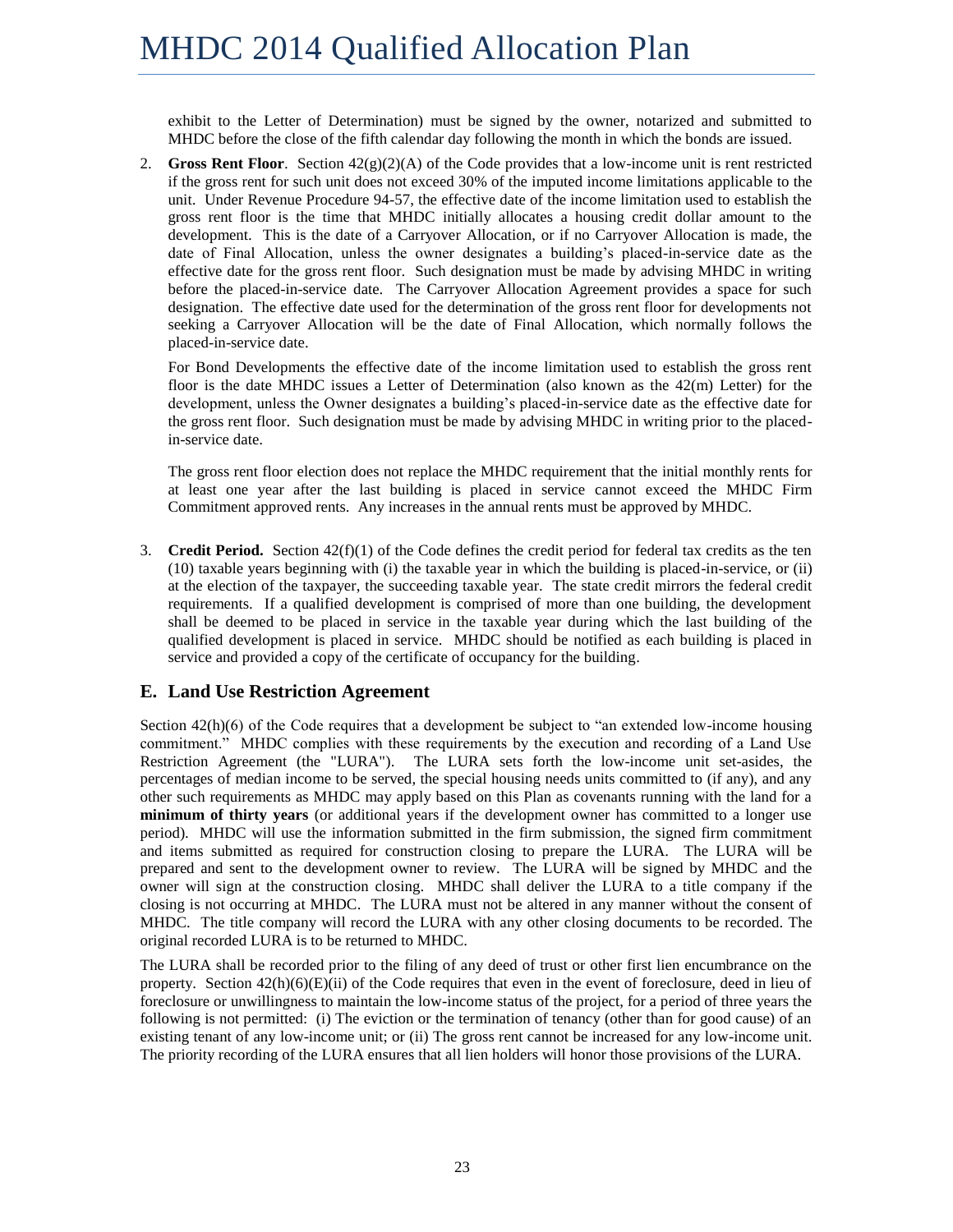exhibit to the Letter of Determination) must be signed by the owner, notarized and submitted to MHDC before the close of the fifth calendar day following the month in which the bonds are issued.

2. **Gross Rent Floor**. Section 42(g)(2)(A) of the Code provides that a low-income unit is rent restricted if the gross rent for such unit does not exceed 30% of the imputed income limitations applicable to the unit. Under Revenue Procedure 94-57, the effective date of the income limitation used to establish the gross rent floor is the time that MHDC initially allocates a housing credit dollar amount to the development. This is the date of a Carryover Allocation, or if no Carryover Allocation is made, the date of Final Allocation, unless the owner designates a building's placed-in-service date as the effective date for the gross rent floor. Such designation must be made by advising MHDC in writing before the placed-in-service date. The Carryover Allocation Agreement provides a space for such designation. The effective date used for the determination of the gross rent floor for developments not seeking a Carryover Allocation will be the date of Final Allocation, which normally follows the placed-in-service date.

   For Bond Developments the effective date of the income limitation used to establish the gross rent floor is the date MHDC issues a Letter of Determination (also known as the 42(m) Letter) for the development, unless the Owner designates a building's placed-in-service date as the effective date for the gross rent floor. Such designation must be made by advising MHDC in writing prior to the placed-in-service date.

   The gross rent floor election does not replace the MHDC requirement that the initial monthly rents for at least one year after the last building is placed in service cannot exceed the MHDC Firm Commitment approved rents. Any increases in the annual rents must be approved by MHDC.

3. **Credit Period.** Section 42(f)(1) of the Code defines the credit period for federal tax credits as the ten (10) taxable years beginning with (i) the taxable year in which the building is placed-in-service, or (ii) at the election of the taxpayer, the succeeding taxable year. The state credit mirrors the federal credit requirements. If a qualified development is comprised of more than one building, the development shall be deemed to be placed in service in the taxable year during which the last building of the qualified development is placed in service. MHDC should be notified as each building is placed in service and provided a copy of the certificate of occupancy for the building.

## E. Land Use Restriction Agreement

Section 42(h)(6) of the Code requires that a development be subject to "an extended low-income housing commitment." MHDC complies with these requirements by the execution and recording of a Land Use Restriction Agreement (the "LURA"). The LURA sets forth the low-income unit set-asides, the percentages of median income to be served, the special housing needs units committed to (if any), and any other such requirements as MHDC may apply based on this Plan as covenants running with the land for a **minimum of thirty years** (or additional years if the development owner has committed to a longer use period). MHDC will use the information submitted in the firm submission, the signed firm commitment and items submitted as required for construction closing to prepare the LURA. The LURA will be prepared and sent to the development owner to review. The LURA will be signed by MHDC and the owner will sign at the construction closing. MHDC shall deliver the LURA to a title company if the closing is not occurring at MHDC. The LURA must not be altered in any manner without the consent of MHDC. The title company will record the LURA with any other closing documents to be recorded. The original recorded LURA is to be returned to MHDC.

The LURA shall be recorded prior to the filing of any deed of trust or other first lien encumbrance on the property. Section 42(h)(6)(E)(ii) of the Code requires that even in the event of foreclosure, deed in lieu of foreclosure or unwillingness to maintain the low-income status of the project, for a period of three years the following is not permitted: (i) The eviction or the termination of tenancy (other than for good cause) of an existing tenant of any low-income unit; or (ii) The gross rent cannot be increased for any low-income unit. The priority recording of the LURA ensures that all lien holders will honor those provisions of the LURA.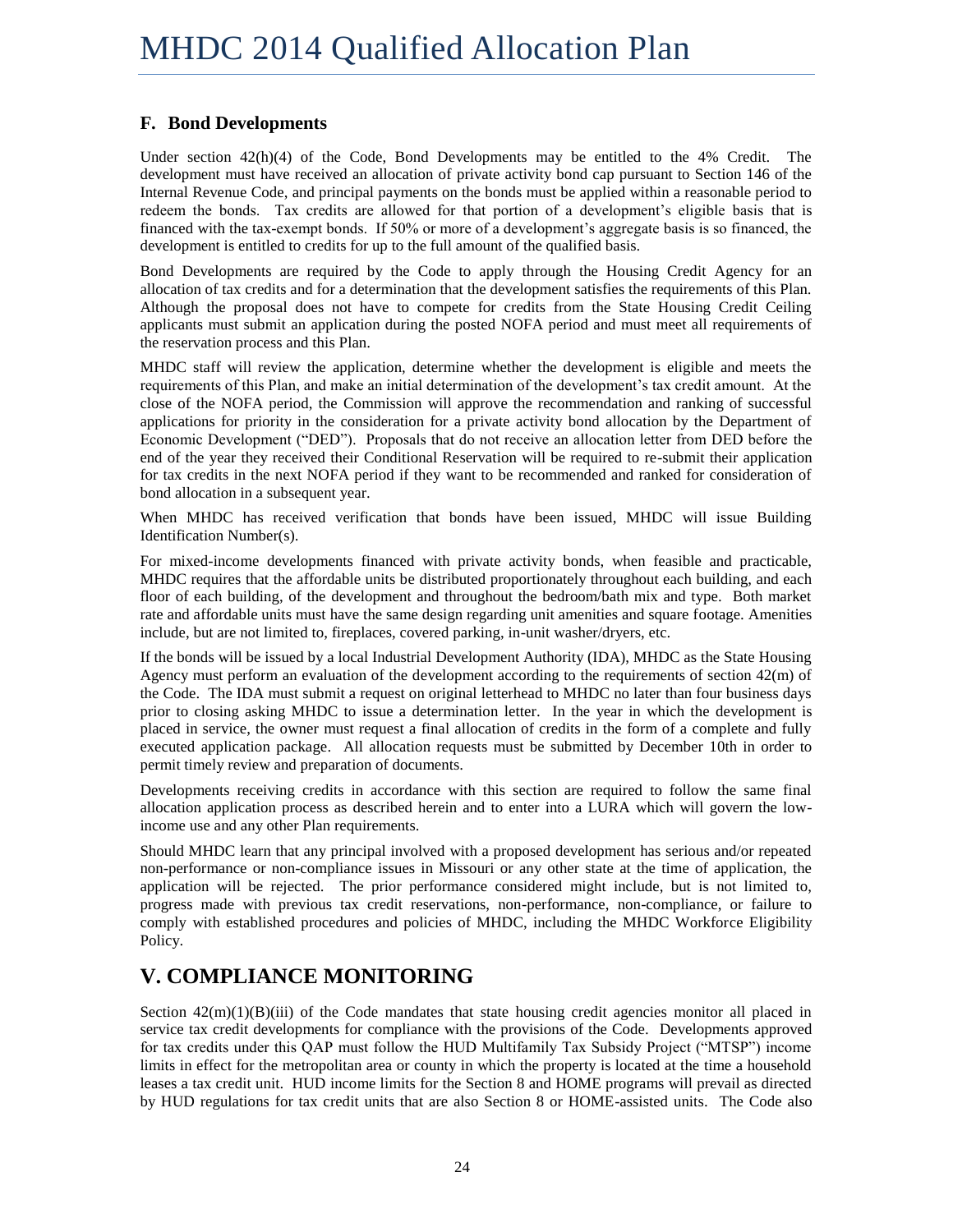### F. Bond Developments

Under section 42(h)(4) of the Code, Bond Developments may be entitled to the 4% Credit. The development must have received an allocation of private activity bond cap pursuant to Section 146 of the Internal Revenue Code, and principal payments on the bonds must be applied within a reasonable period to redeem the bonds. Tax credits are allowed for that portion of a development's eligible basis that is financed with the tax-exempt bonds. If 50% or more of a development's aggregate basis is so financed, the development is entitled to credits for up to the full amount of the qualified basis.

Bond Developments are required by the Code to apply through the Housing Credit Agency for an allocation of tax credits and for a determination that the development satisfies the requirements of this Plan. Although the proposal does not have to compete for credits from the State Housing Credit Ceiling applicants must submit an application during the posted NOFA period and must meet all requirements of the reservation process and this Plan.

MHDC staff will review the application, determine whether the development is eligible and meets the requirements of this Plan, and make an initial determination of the development's tax credit amount. At the close of the NOFA period, the Commission will approve the recommendation and ranking of successful applications for priority in the consideration for a private activity bond allocation by the Department of Economic Development ("DED"). Proposals that do not receive an allocation letter from DED before the end of the year they received their Conditional Reservation will be required to re-submit their application for tax credits in the next NOFA period if they want to be recommended and ranked for consideration of bond allocation in a subsequent year.

When MHDC has received verification that bonds have been issued, MHDC will issue Building Identification Number(s).

For mixed-income developments financed with private activity bonds, when feasible and practicable, MHDC requires that the affordable units be distributed proportionately throughout each building, and each floor of each building, of the development and throughout the bedroom/bath mix and type. Both market rate and affordable units must have the same design regarding unit amenities and square footage. Amenities include, but are not limited to, fireplaces, covered parking, in-unit washer/dryers, etc.

If the bonds will be issued by a local Industrial Development Authority (IDA), MHDC as the State Housing Agency must perform an evaluation of the development according to the requirements of section 42(m) of the Code. The IDA must submit a request on original letterhead to MHDC no later than four business days prior to closing asking MHDC to issue a determination letter. In the year in which the development is placed in service, the owner must request a final allocation of credits in the form of a complete and fully executed application package. All allocation requests must be submitted by December 10th in order to permit timely review and preparation of documents.

Developments receiving credits in accordance with this section are required to follow the same final allocation application process as described herein and to enter into a LURA which will govern the low-income use and any other Plan requirements.

Should MHDC learn that any principal involved with a proposed development has serious and/or repeated non-performance or non-compliance issues in Missouri or any other state at the time of application, the application will be rejected. The prior performance considered might include, but is not limited to, progress made with previous tax credit reservations, non-performance, non-compliance, or failure to comply with established procedures and policies of MHDC, including the MHDC Workforce Eligibility Policy.

## V. COMPLIANCE MONITORING

Section 42(m)(1)(B)(iii) of the Code mandates that state housing credit agencies monitor all placed in service tax credit developments for compliance with the provisions of the Code. Developments approved for tax credits under this QAP must follow the HUD Multifamily Tax Subsidy Project ("MTSP") income limits in effect for the metropolitan area or county in which the property is located at the time a household leases a tax credit unit. HUD income limits for the Section 8 and HOME programs will prevail as directed by HUD regulations for tax credit units that are also Section 8 or HOME-assisted units. The Code also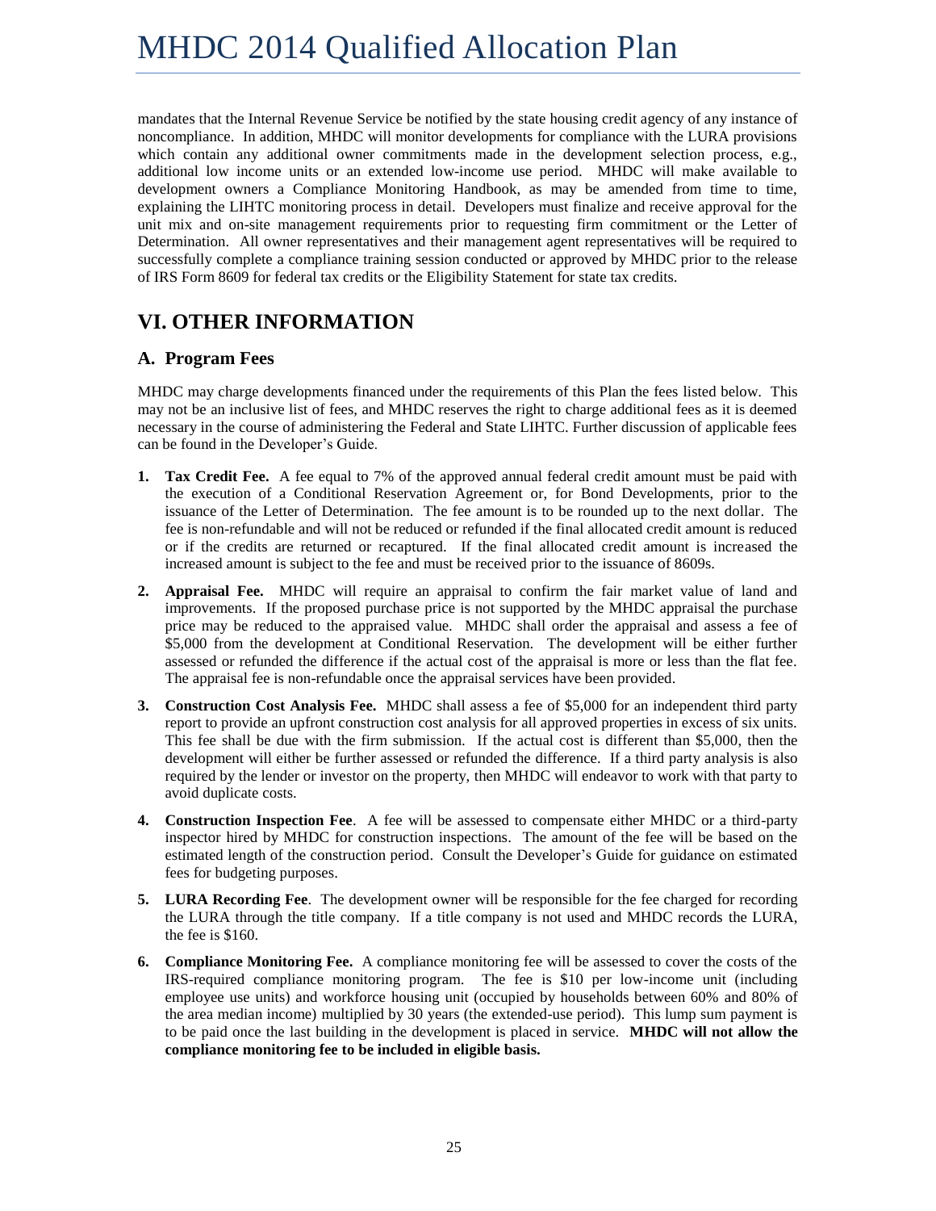mandates that the Internal Revenue Service be notified by the state housing credit agency of any instance of noncompliance. In addition, MHDC will monitor developments for compliance with the LURA provisions which contain any additional owner commitments made in the development selection process, e.g., additional low income units or an extended low-income use period. MHDC will make available to development owners a Compliance Monitoring Handbook, as may be amended from time to time, explaining the LIHTC monitoring process in detail. Developers must finalize and receive approval for the unit mix and on-site management requirements prior to requesting firm commitment or the Letter of Determination. All owner representatives and their management agent representatives will be required to successfully complete a compliance training session conducted or approved by MHDC prior to the release of IRS Form 8609 for federal tax credits or the Eligibility Statement for state tax credits.

## VI. OTHER INFORMATION

### A. Program Fees

MHDC may charge developments financed under the requirements of this Plan the fees listed below. This may not be an inclusive list of fees, and MHDC reserves the right to charge additional fees as it is deemed necessary in the course of administering the Federal and State LIHTC. Further discussion of applicable fees can be found in the Developer's Guide.

1. **Tax Credit Fee.** A fee equal to 7% of the approved annual federal credit amount must be paid with the execution of a Conditional Reservation Agreement or, for Bond Developments, prior to the issuance of the Letter of Determination. The fee amount is to be rounded up to the next dollar. The fee is non-refundable and will not be reduced or refunded if the final allocated credit amount is reduced or if the credits are returned or recaptured. If the final allocated credit amount is increased the increased amount is subject to the fee and must be received prior to the issuance of 8609s.

2. **Appraisal Fee.** MHDC will require an appraisal to confirm the fair market value of land and improvements. If the proposed purchase price is not supported by the MHDC appraisal the purchase price may be reduced to the appraised value. MHDC shall order the appraisal and assess a fee of $5,000 from the development at Conditional Reservation. The development will be either further assessed or refunded the difference if the actual cost of the appraisal is more or less than the flat fee. The appraisal fee is non-refundable once the appraisal services have been provided.

3. **Construction Cost Analysis Fee.** MHDC shall assess a fee of $5,000 for an independent third party report to provide an upfront construction cost analysis for all approved properties in excess of six units. This fee shall be due with the firm submission. If the actual cost is different than $5,000, then the development will either be further assessed or refunded the difference. If a third party analysis is also required by the lender or investor on the property, then MHDC will endeavor to work with that party to avoid duplicate costs.

4. **Construction Inspection Fee**. A fee will be assessed to compensate either MHDC or a third-party inspector hired by MHDC for construction inspections. The amount of the fee will be based on the estimated length of the construction period. Consult the Developer's Guide for guidance on estimated fees for budgeting purposes.

5. **LURA Recording Fee**. The development owner will be responsible for the fee charged for recording the LURA through the title company. If a title company is not used and MHDC records the LURA, the fee is $160.

6. **Compliance Monitoring Fee.** A compliance monitoring fee will be assessed to cover the costs of the IRS-required compliance monitoring program. The fee is $10 per low-income unit (including employee use units) and workforce housing unit (occupied by households between 60% and 80% of the area median income) multiplied by 30 years (the extended-use period). This lump sum payment is to be paid once the last building in the development is placed in service. **MHDC will not allow the compliance monitoring fee to be included in eligible basis.**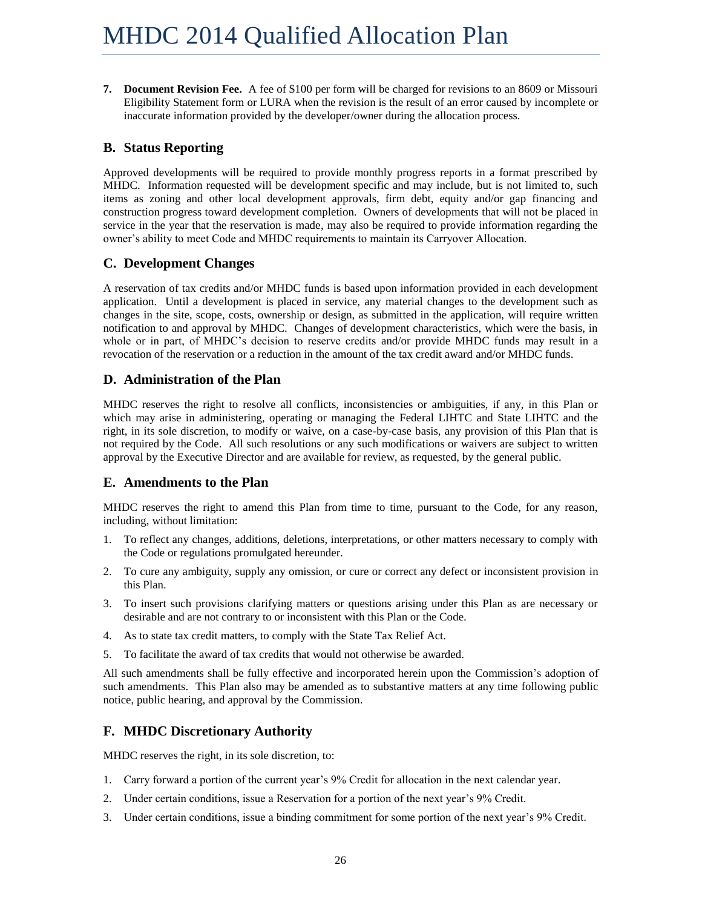7. **Document Revision Fee.** A fee of $100 per form will be charged for revisions to an 8609 or Missouri Eligibility Statement form or LURA when the revision is the result of an error caused by incomplete or inaccurate information provided by the developer/owner during the allocation process.

## B. Status Reporting

Approved developments will be required to provide monthly progress reports in a format prescribed by MHDC. Information requested will be development specific and may include, but is not limited to, such items as zoning and other local development approvals, firm debt, equity and/or gap financing and construction progress toward development completion. Owners of developments that will not be placed in service in the year that the reservation is made, may also be required to provide information regarding the owner's ability to meet Code and MHDC requirements to maintain its Carryover Allocation.

## C. Development Changes

A reservation of tax credits and/or MHDC funds is based upon information provided in each development application. Until a development is placed in service, any material changes to the development such as changes in the site, scope, costs, ownership or design, as submitted in the application, will require written notification to and approval by MHDC. Changes of development characteristics, which were the basis, in whole or in part, of MHDC's decision to reserve credits and/or provide MHDC funds may result in a revocation of the reservation or a reduction in the amount of the tax credit award and/or MHDC funds.

## D. Administration of the Plan

MHDC reserves the right to resolve all conflicts, inconsistencies or ambiguities, if any, in this Plan or which may arise in administering, operating or managing the Federal LIHTC and State LIHTC and the right, in its sole discretion, to modify or waive, on a case-by-case basis, any provision of this Plan that is not required by the Code. All such resolutions or any such modifications or waivers are subject to written approval by the Executive Director and are available for review, as requested, by the general public.

## E. Amendments to the Plan

MHDC reserves the right to amend this Plan from time to time, pursuant to the Code, for any reason, including, without limitation:

1. To reflect any changes, additions, deletions, interpretations, or other matters necessary to comply with the Code or regulations promulgated hereunder.
2. To cure any ambiguity, supply any omission, or cure or correct any defect or inconsistent provision in this Plan.
3. To insert such provisions clarifying matters or questions arising under this Plan as are necessary or desirable and are not contrary to or inconsistent with this Plan or the Code.
4. As to state tax credit matters, to comply with the State Tax Relief Act.
5. To facilitate the award of tax credits that would not otherwise be awarded.

All such amendments shall be fully effective and incorporated herein upon the Commission's adoption of such amendments. This Plan also may be amended as to substantive matters at any time following public notice, public hearing, and approval by the Commission.

## F. MHDC Discretionary Authority

MHDC reserves the right, in its sole discretion, to:

1. Carry forward a portion of the current year's 9% Credit for allocation in the next calendar year.
2. Under certain conditions, issue a Reservation for a portion of the next year's 9% Credit.
3. Under certain conditions, issue a binding commitment for some portion of the next year's 9% Credit.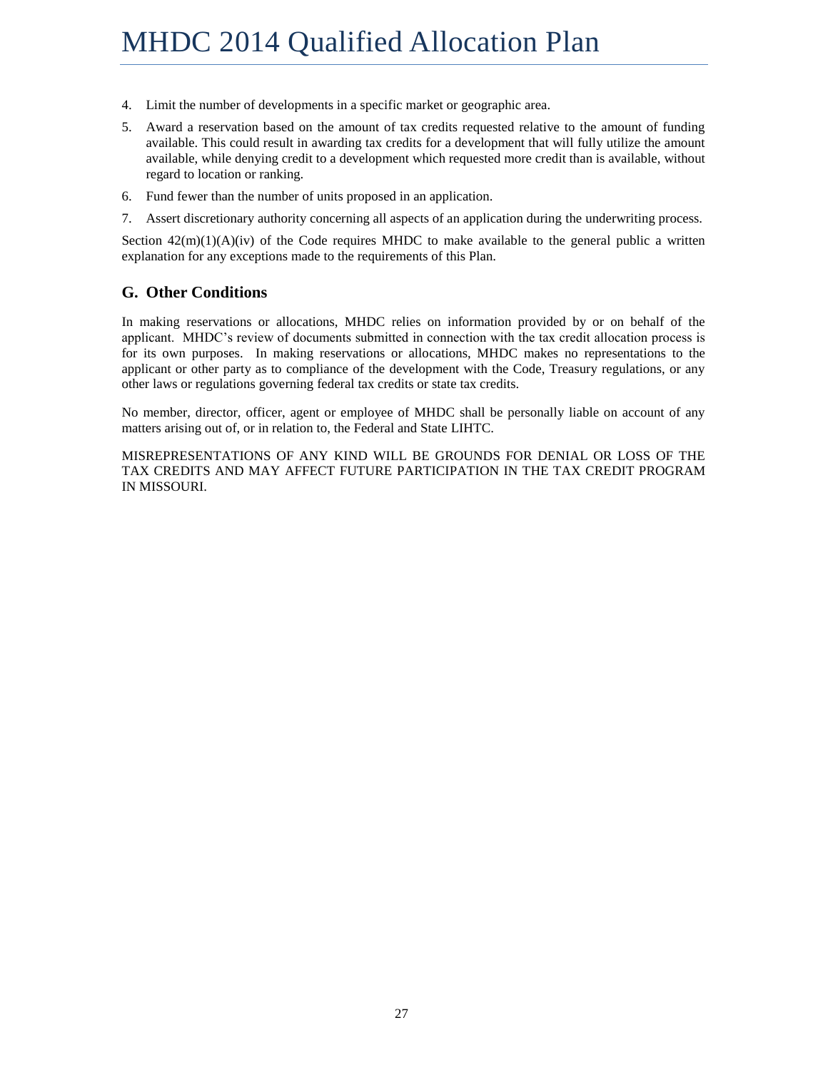4. Limit the number of developments in a specific market or geographic area.
5. Award a reservation based on the amount of tax credits requested relative to the amount of funding available. This could result in awarding tax credits for a development that will fully utilize the amount available, while denying credit to a development which requested more credit than is available, without regard to location or ranking.
6. Fund fewer than the number of units proposed in an application.
7. Assert discretionary authority concerning all aspects of an application during the underwriting process.

Section 42(m)(1)(A)(iv) of the Code requires MHDC to make available to the general public a written explanation for any exceptions made to the requirements of this Plan.

## G. Other Conditions

In making reservations or allocations, MHDC relies on information provided by or on behalf of the applicant. MHDC's review of documents submitted in connection with the tax credit allocation process is for its own purposes. In making reservations or allocations, MHDC makes no representations to the applicant or other party as to compliance of the development with the Code, Treasury regulations, or any other laws or regulations governing federal tax credits or state tax credits.

No member, director, officer, agent or employee of MHDC shall be personally liable on account of any matters arising out of, or in relation to, the Federal and State LIHTC.

MISREPRESENTATIONS OF ANY KIND WILL BE GROUNDS FOR DENIAL OR LOSS OF THE TAX CREDITS AND MAY AFFECT FUTURE PARTICIPATION IN THE TAX CREDIT PROGRAM IN MISSOURI.